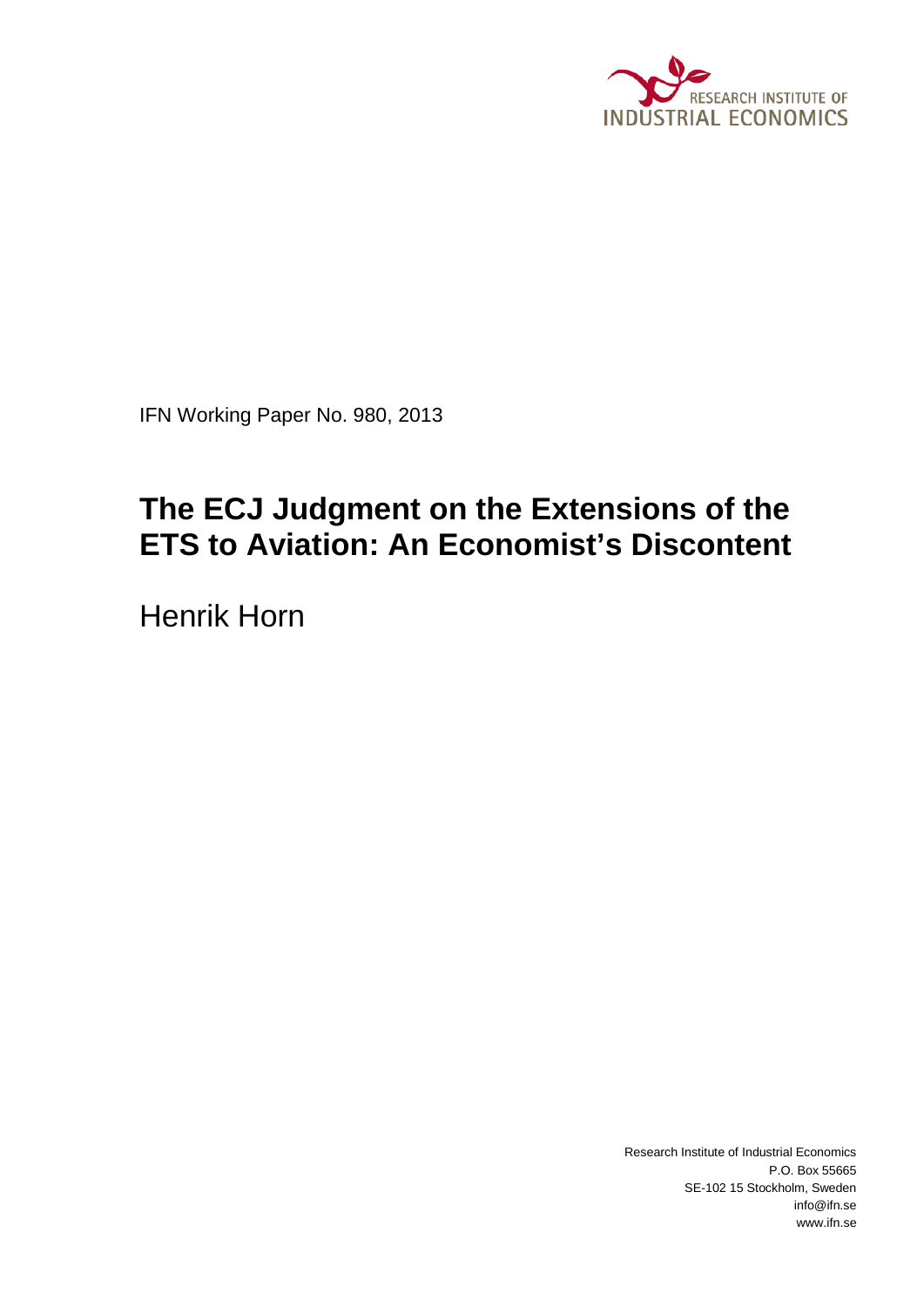RESEARCH INSTITUTE OF
INDUSTRIAL ECONOMICS

IFN Working Paper No. 980, 2013

# The ECJ Judgment on the Extensions of the ETS to Aviation: An Economist's Discontent

Henrik Horn

Research Institute of Industrial Economics
P.O. Box 55665
SE-102 15 Stockholm, Sweden
info@ifn.se
www.ifn.se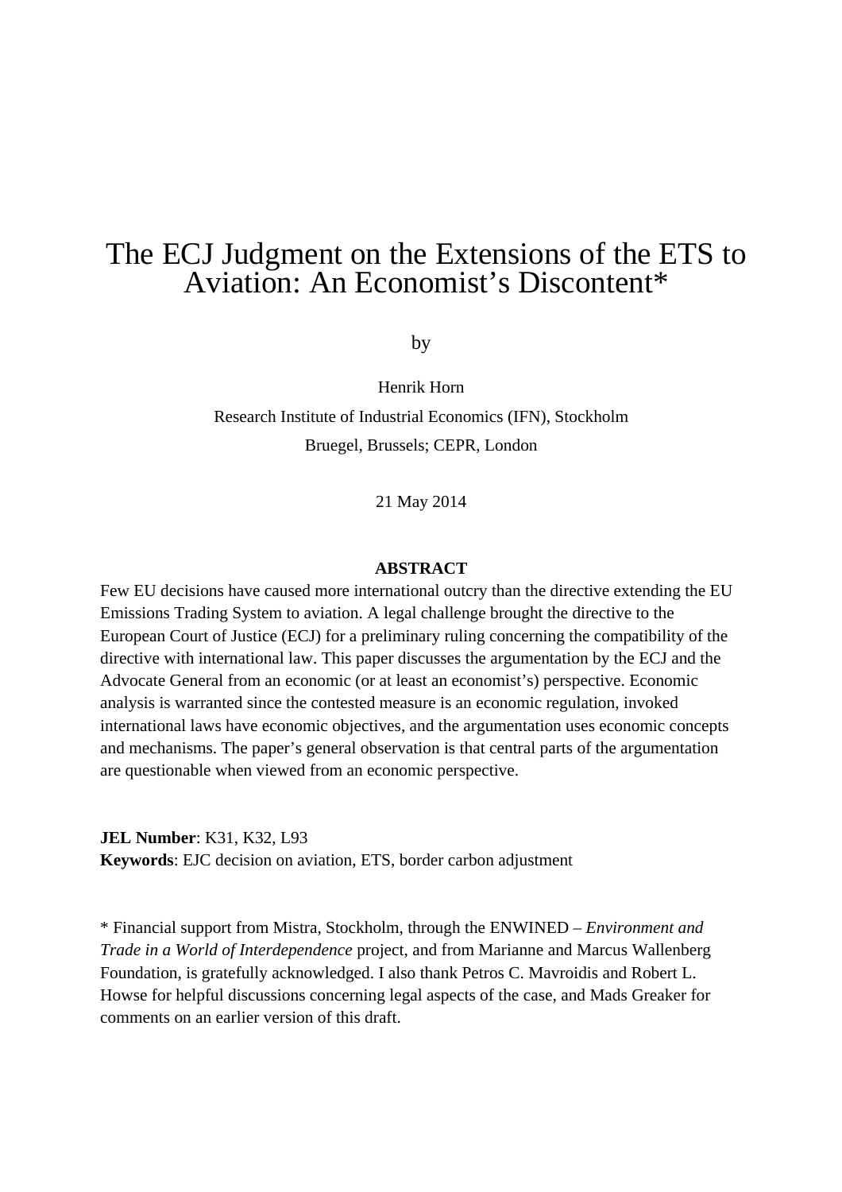# The ECJ Judgment on the Extensions of the ETS to Aviation: An Economist's Discontent*

by

Henrik Horn

Research Institute of Industrial Economics (IFN), Stockholm

Bruegel, Brussels; CEPR, London

21 May 2014

**ABSTRACT**

Few EU decisions have caused more international outcry than the directive extending the EU Emissions Trading System to aviation. A legal challenge brought the directive to the European Court of Justice (ECJ) for a preliminary ruling concerning the compatibility of the directive with international law. This paper discusses the argumentation by the ECJ and the Advocate General from an economic (or at least an economist's) perspective. Economic analysis is warranted since the contested measure is an economic regulation, invoked international laws have economic objectives, and the argumentation uses economic concepts and mechanisms. The paper's general observation is that central parts of the argumentation are questionable when viewed from an economic perspective.

**JEL Number**: K31, K32, L93

**Keywords**: EJC decision on aviation, ETS, border carbon adjustment

* Financial support from Mistra, Stockholm, through the ENWINED – *Environment and Trade in a World of Interdependence* project, and from Marianne and Marcus Wallenberg Foundation, is gratefully acknowledged. I also thank Petros C. Mavroidis and Robert L. Howse for helpful discussions concerning legal aspects of the case, and Mads Greaker for comments on an earlier version of this draft.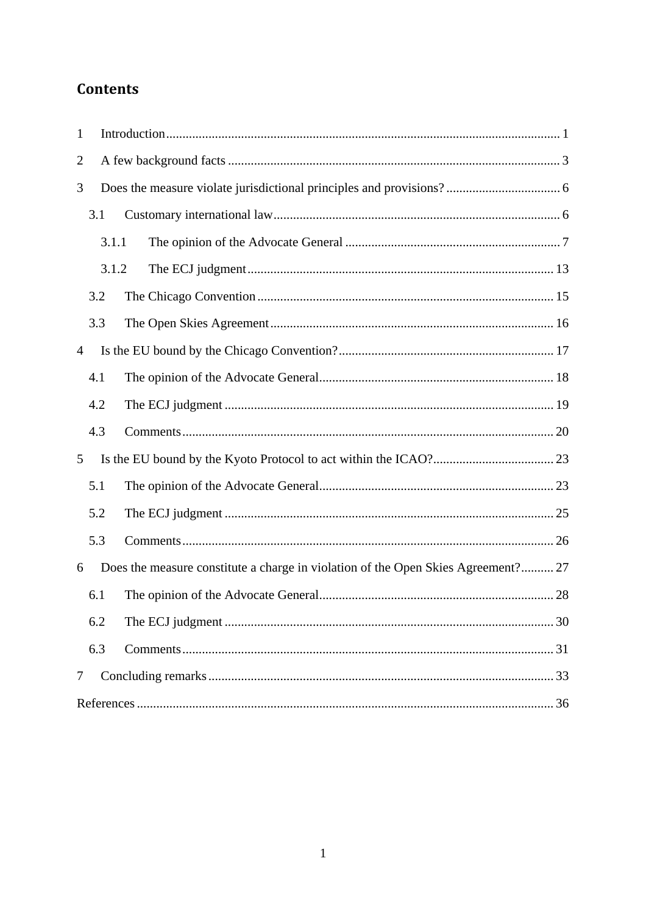## Contents

1 Introduction ... 1

2 A few background facts ... 3

3 Does the measure violate jurisdictional principles and provisions? ... 6

- 3.1 Customary international law ... 6
  - 3.1.1 The opinion of the Advocate General ... 7
  - 3.1.2 The ECJ judgment ... 13
- 3.2 The Chicago Convention ... 15
- 3.3 The Open Skies Agreement ... 16

4 Is the EU bound by the Chicago Convention? ... 17

- 4.1 The opinion of the Advocate General ... 18
- 4.2 The ECJ judgment ... 19
- 4.3 Comments ... 20

5 Is the EU bound by the Kyoto Protocol to act within the ICAO? ... 23

- 5.1 The opinion of the Advocate General ... 23
- 5.2 The ECJ judgment ... 25
- 5.3 Comments ... 26

6 Does the measure constitute a charge in violation of the Open Skies Agreement? ... 27

- 6.1 The opinion of the Advocate General ... 28
- 6.2 The ECJ judgment ... 30
- 6.3 Comments ... 31

7 Concluding remarks ... 33

References ... 36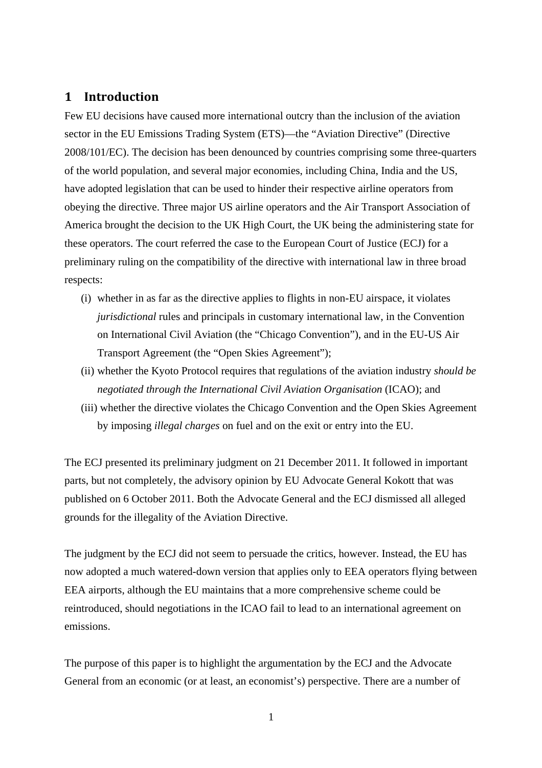# 1 Introduction

Few EU decisions have caused more international outcry than the inclusion of the aviation sector in the EU Emissions Trading System (ETS)—the "Aviation Directive" (Directive 2008/101/EC). The decision has been denounced by countries comprising some three-quarters of the world population, and several major economies, including China, India and the US, have adopted legislation that can be used to hinder their respective airline operators from obeying the directive. Three major US airline operators and the Air Transport Association of America brought the decision to the UK High Court, the UK being the administering state for these operators. The court referred the case to the European Court of Justice (ECJ) for a preliminary ruling on the compatibility of the directive with international law in three broad respects:

(i) whether in as far as the directive applies to flights in non-EU airspace, it violates *jurisdictional* rules and principals in customary international law, in the Convention on International Civil Aviation (the "Chicago Convention"), and in the EU-US Air Transport Agreement (the "Open Skies Agreement");

(ii) whether the Kyoto Protocol requires that regulations of the aviation industry *should be negotiated through the International Civil Aviation Organisation* (ICAO); and

(iii) whether the directive violates the Chicago Convention and the Open Skies Agreement by imposing *illegal charges* on fuel and on the exit or entry into the EU.

The ECJ presented its preliminary judgment on 21 December 2011. It followed in important parts, but not completely, the advisory opinion by EU Advocate General Kokott that was published on 6 October 2011. Both the Advocate General and the ECJ dismissed all alleged grounds for the illegality of the Aviation Directive.

The judgment by the ECJ did not seem to persuade the critics, however. Instead, the EU has now adopted a much watered-down version that applies only to EEA operators flying between EEA airports, although the EU maintains that a more comprehensive scheme could be reintroduced, should negotiations in the ICAO fail to lead to an international agreement on emissions.

The purpose of this paper is to highlight the argumentation by the ECJ and the Advocate General from an economic (or at least, an economist's) perspective. There are a number of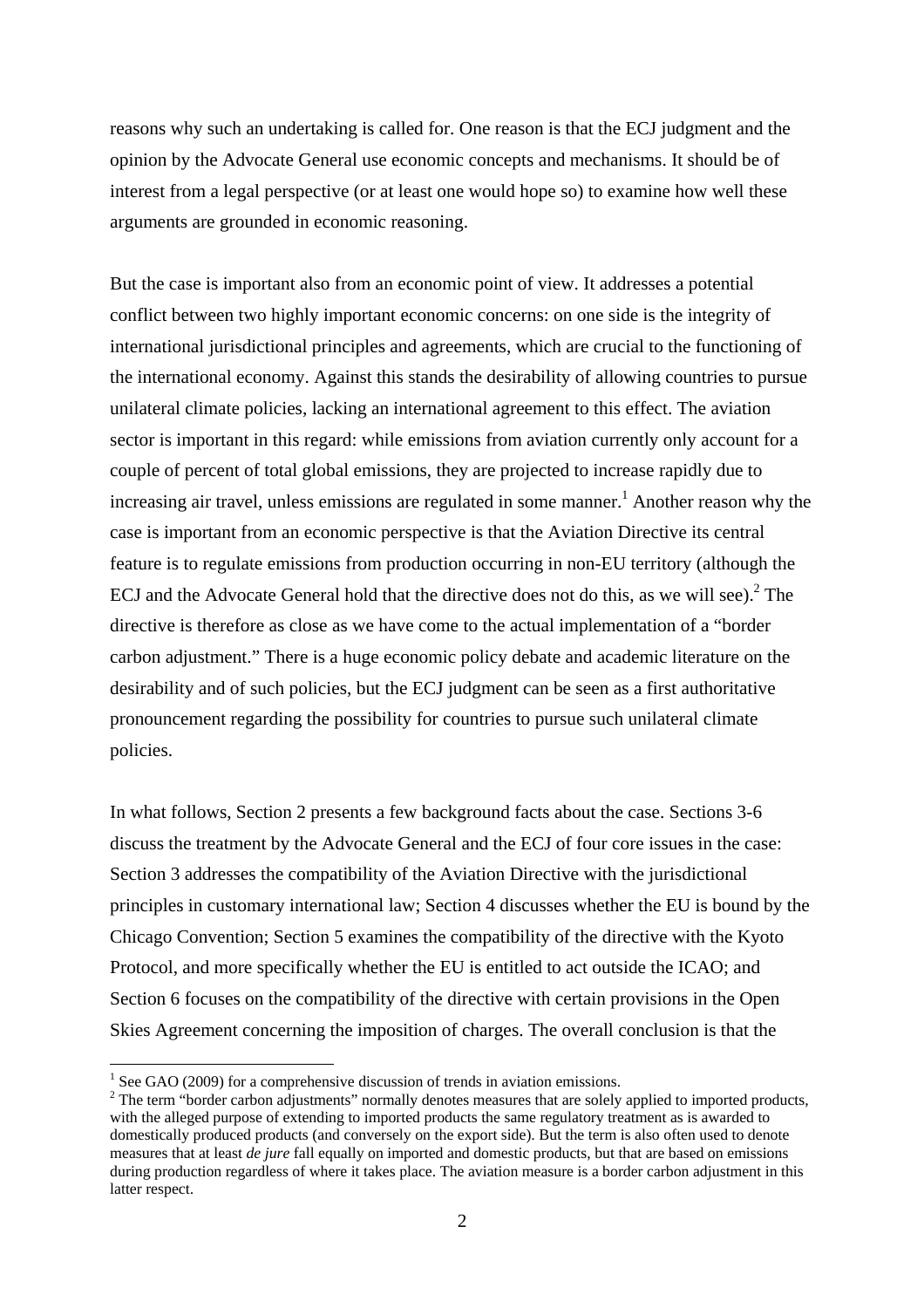reasons why such an undertaking is called for. One reason is that the ECJ judgment and the opinion by the Advocate General use economic concepts and mechanisms. It should be of interest from a legal perspective (or at least one would hope so) to examine how well these arguments are grounded in economic reasoning.

But the case is important also from an economic point of view. It addresses a potential conflict between two highly important economic concerns: on one side is the integrity of international jurisdictional principles and agreements, which are crucial to the functioning of the international economy. Against this stands the desirability of allowing countries to pursue unilateral climate policies, lacking an international agreement to this effect. The aviation sector is important in this regard: while emissions from aviation currently only account for a couple of percent of total global emissions, they are projected to increase rapidly due to increasing air travel, unless emissions are regulated in some manner.[1] Another reason why the case is important from an economic perspective is that the Aviation Directive its central feature is to regulate emissions from production occurring in non-EU territory (although the ECJ and the Advocate General hold that the directive does not do this, as we will see).[2] The directive is therefore as close as we have come to the actual implementation of a "border carbon adjustment." There is a huge economic policy debate and academic literature on the desirability and of such policies, but the ECJ judgment can be seen as a first authoritative pronouncement regarding the possibility for countries to pursue such unilateral climate policies.

In what follows, Section 2 presents a few background facts about the case. Sections 3-6 discuss the treatment by the Advocate General and the ECJ of four core issues in the case: Section 3 addresses the compatibility of the Aviation Directive with the jurisdictional principles in customary international law; Section 4 discusses whether the EU is bound by the Chicago Convention; Section 5 examines the compatibility of the directive with the Kyoto Protocol, and more specifically whether the EU is entitled to act outside the ICAO; and Section 6 focuses on the compatibility of the directive with certain provisions in the Open Skies Agreement concerning the imposition of charges. The overall conclusion is that the

[1] See GAO (2009) for a comprehensive discussion of trends in aviation emissions.

[2] The term "border carbon adjustments" normally denotes measures that are solely applied to imported products, with the alleged purpose of extending to imported products the same regulatory treatment as is awarded to domestically produced products (and conversely on the export side). But the term is also often used to denote measures that at least *de jure* fall equally on imported and domestic products, but that are based on emissions during production regardless of where it takes place. The aviation measure is a border carbon adjustment in this latter respect.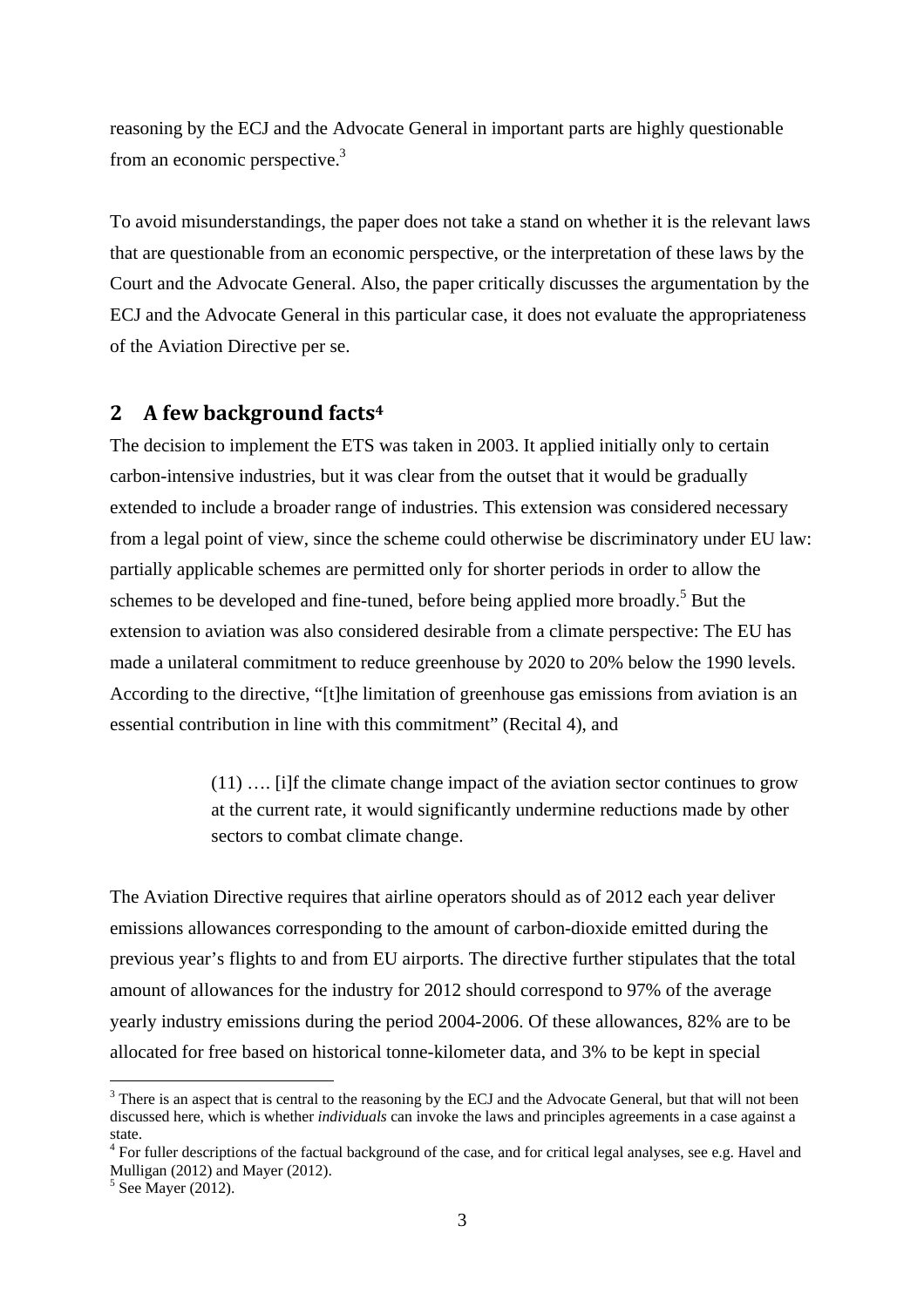reasoning by the ECJ and the Advocate General in important parts are highly questionable from an economic perspective.[3]

To avoid misunderstandings, the paper does not take a stand on whether it is the relevant laws that are questionable from an economic perspective, or the interpretation of these laws by the Court and the Advocate General. Also, the paper critically discusses the argumentation by the ECJ and the Advocate General in this particular case, it does not evaluate the appropriateness of the Aviation Directive per se.

## 2 A few background facts[4]

The decision to implement the ETS was taken in 2003. It applied initially only to certain carbon-intensive industries, but it was clear from the outset that it would be gradually extended to include a broader range of industries. This extension was considered necessary from a legal point of view, since the scheme could otherwise be discriminatory under EU law: partially applicable schemes are permitted only for shorter periods in order to allow the schemes to be developed and fine-tuned, before being applied more broadly.[5] But the extension to aviation was also considered desirable from a climate perspective: The EU has made a unilateral commitment to reduce greenhouse by 2020 to 20% below the 1990 levels. According to the directive, "[t]he limitation of greenhouse gas emissions from aviation is an essential contribution in line with this commitment" (Recital 4), and

> (11) …. [i]f the climate change impact of the aviation sector continues to grow at the current rate, it would significantly undermine reductions made by other sectors to combat climate change.

The Aviation Directive requires that airline operators should as of 2012 each year deliver emissions allowances corresponding to the amount of carbon-dioxide emitted during the previous year's flights to and from EU airports. The directive further stipulates that the total amount of allowances for the industry for 2012 should correspond to 97% of the average yearly industry emissions during the period 2004-2006. Of these allowances, 82% are to be allocated for free based on historical tonne-kilometer data, and 3% to be kept in special

---

[3] There is an aspect that is central to the reasoning by the ECJ and the Advocate General, but that will not been discussed here, which is whether *individuals* can invoke the laws and principles agreements in a case against a state.

[4] For fuller descriptions of the factual background of the case, and for critical legal analyses, see e.g. Havel and Mulligan (2012) and Mayer (2012).

[5] See Mayer (2012).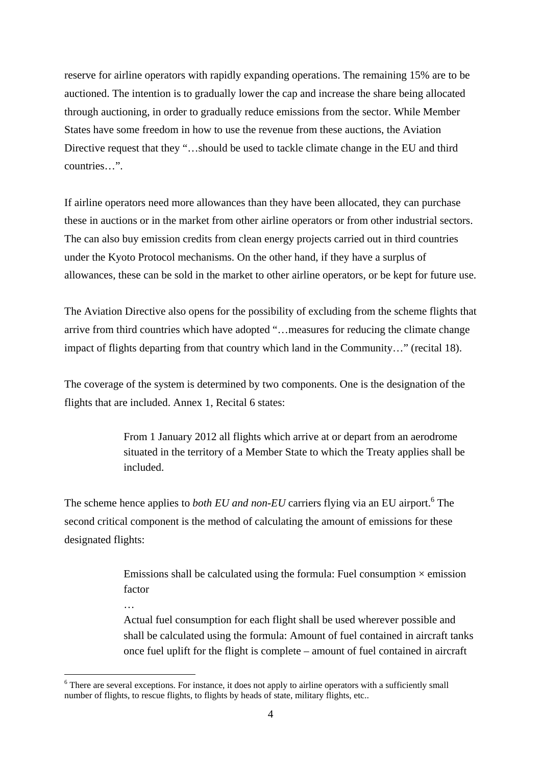reserve for airline operators with rapidly expanding operations. The remaining 15% are to be auctioned. The intention is to gradually lower the cap and increase the share being allocated through auctioning, in order to gradually reduce emissions from the sector. While Member States have some freedom in how to use the revenue from these auctions, the Aviation Directive request that they "…should be used to tackle climate change in the EU and third countries…".

If airline operators need more allowances than they have been allocated, they can purchase these in auctions or in the market from other airline operators or from other industrial sectors. The can also buy emission credits from clean energy projects carried out in third countries under the Kyoto Protocol mechanisms. On the other hand, if they have a surplus of allowances, these can be sold in the market to other airline operators, or be kept for future use.

The Aviation Directive also opens for the possibility of excluding from the scheme flights that arrive from third countries which have adopted "…measures for reducing the climate change impact of flights departing from that country which land in the Community…" (recital 18).

The coverage of the system is determined by two components. One is the designation of the flights that are included. Annex 1, Recital 6 states:

> From 1 January 2012 all flights which arrive at or depart from an aerodrome situated in the territory of a Member State to which the Treaty applies shall be included.

The scheme hence applies to *both EU and non-EU* carriers flying via an EU airport.[6] The second critical component is the method of calculating the amount of emissions for these designated flights:

> Emissions shall be calculated using the formula: Fuel consumption × emission factor
>
> …
>
> Actual fuel consumption for each flight shall be used wherever possible and shall be calculated using the formula: Amount of fuel contained in aircraft tanks once fuel uplift for the flight is complete – amount of fuel contained in aircraft

[6] There are several exceptions. For instance, it does not apply to airline operators with a sufficiently small number of flights, to rescue flights, to flights by heads of state, military flights, etc..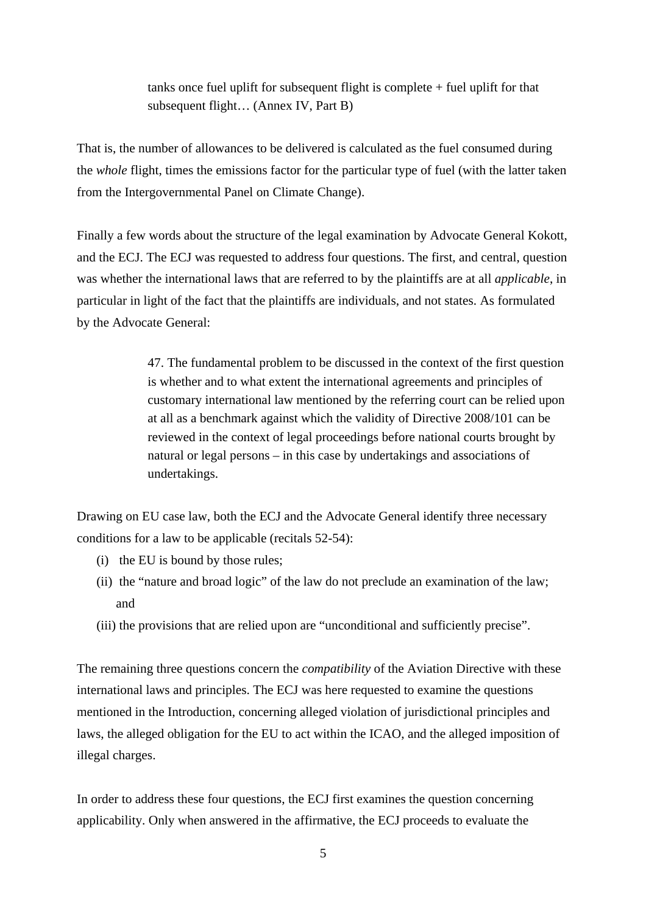> tanks once fuel uplift for subsequent flight is complete + fuel uplift for that subsequent flight… (Annex IV, Part B)

That is, the number of allowances to be delivered is calculated as the fuel consumed during the *whole* flight, times the emissions factor for the particular type of fuel (with the latter taken from the Intergovernmental Panel on Climate Change).

Finally a few words about the structure of the legal examination by Advocate General Kokott, and the ECJ. The ECJ was requested to address four questions. The first, and central, question was whether the international laws that are referred to by the plaintiffs are at all *applicable*, in particular in light of the fact that the plaintiffs are individuals, and not states. As formulated by the Advocate General:

> 47. The fundamental problem to be discussed in the context of the first question is whether and to what extent the international agreements and principles of customary international law mentioned by the referring court can be relied upon at all as a benchmark against which the validity of Directive 2008/101 can be reviewed in the context of legal proceedings before national courts brought by natural or legal persons – in this case by undertakings and associations of undertakings.

Drawing on EU case law, both the ECJ and the Advocate General identify three necessary conditions for a law to be applicable (recitals 52-54):

(i) the EU is bound by those rules;

(ii) the "nature and broad logic" of the law do not preclude an examination of the law; and

(iii) the provisions that are relied upon are "unconditional and sufficiently precise".

The remaining three questions concern the *compatibility* of the Aviation Directive with these international laws and principles. The ECJ was here requested to examine the questions mentioned in the Introduction, concerning alleged violation of jurisdictional principles and laws, the alleged obligation for the EU to act within the ICAO, and the alleged imposition of illegal charges.

In order to address these four questions, the ECJ first examines the question concerning applicability. Only when answered in the affirmative, the ECJ proceeds to evaluate the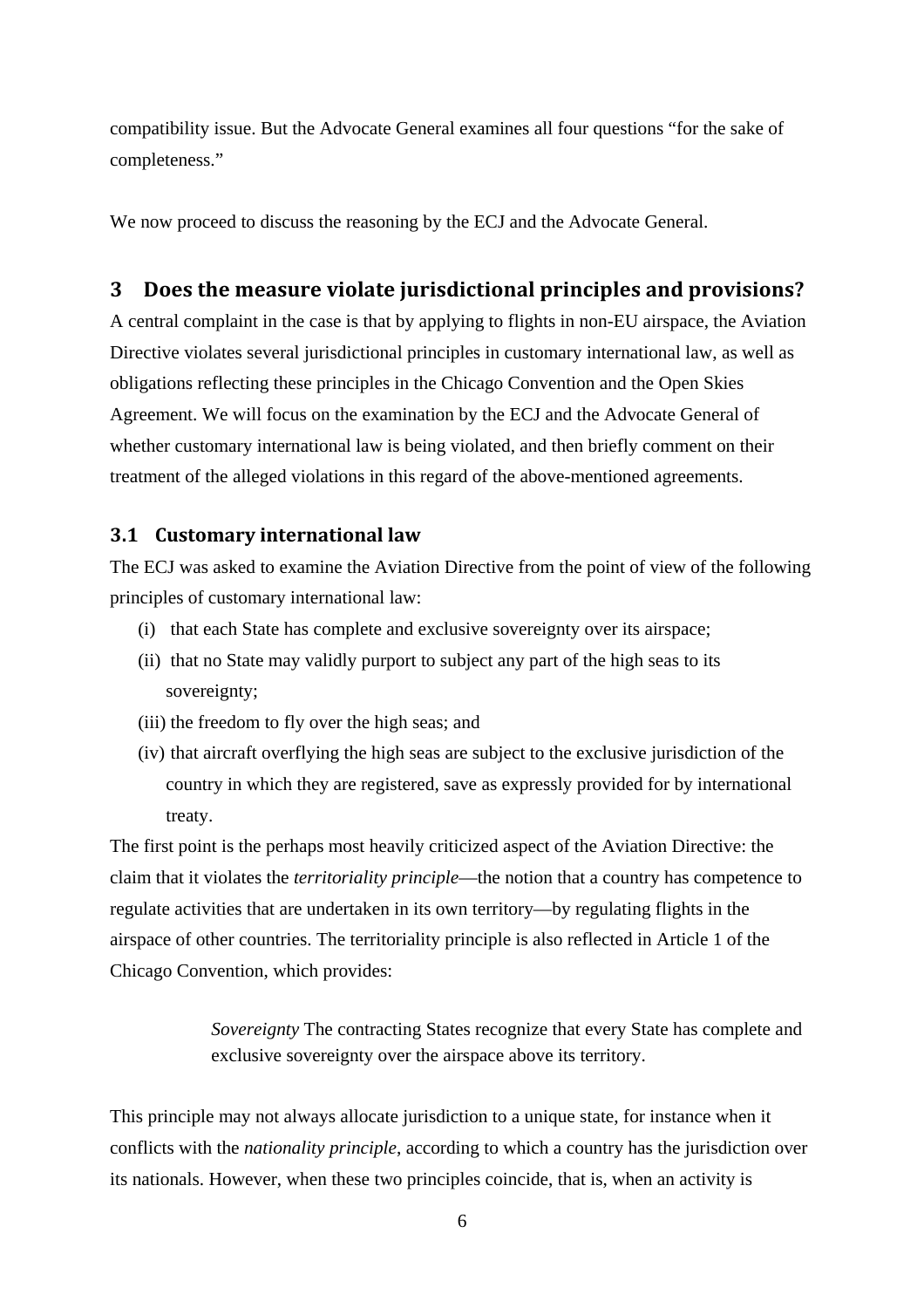compatibility issue. But the Advocate General examines all four questions "for the sake of completeness."

We now proceed to discuss the reasoning by the ECJ and the Advocate General.

## 3 Does the measure violate jurisdictional principles and provisions?

A central complaint in the case is that by applying to flights in non-EU airspace, the Aviation Directive violates several jurisdictional principles in customary international law, as well as obligations reflecting these principles in the Chicago Convention and the Open Skies Agreement. We will focus on the examination by the ECJ and the Advocate General of whether customary international law is being violated, and then briefly comment on their treatment of the alleged violations in this regard of the above-mentioned agreements.

### 3.1 Customary international law

The ECJ was asked to examine the Aviation Directive from the point of view of the following principles of customary international law:

(i) that each State has complete and exclusive sovereignty over its airspace;
(ii) that no State may validly purport to subject any part of the high seas to its sovereignty;
(iii) the freedom to fly over the high seas; and
(iv) that aircraft overflying the high seas are subject to the exclusive jurisdiction of the country in which they are registered, save as expressly provided for by international treaty.

The first point is the perhaps most heavily criticized aspect of the Aviation Directive: the claim that it violates the *territoriality principle*—the notion that a country has competence to regulate activities that are undertaken in its own territory—by regulating flights in the airspace of other countries. The territoriality principle is also reflected in Article 1 of the Chicago Convention, which provides:

> *Sovereignty* The contracting States recognize that every State has complete and exclusive sovereignty over the airspace above its territory.

This principle may not always allocate jurisdiction to a unique state, for instance when it conflicts with the *nationality principle*, according to which a country has the jurisdiction over its nationals. However, when these two principles coincide, that is, when an activity is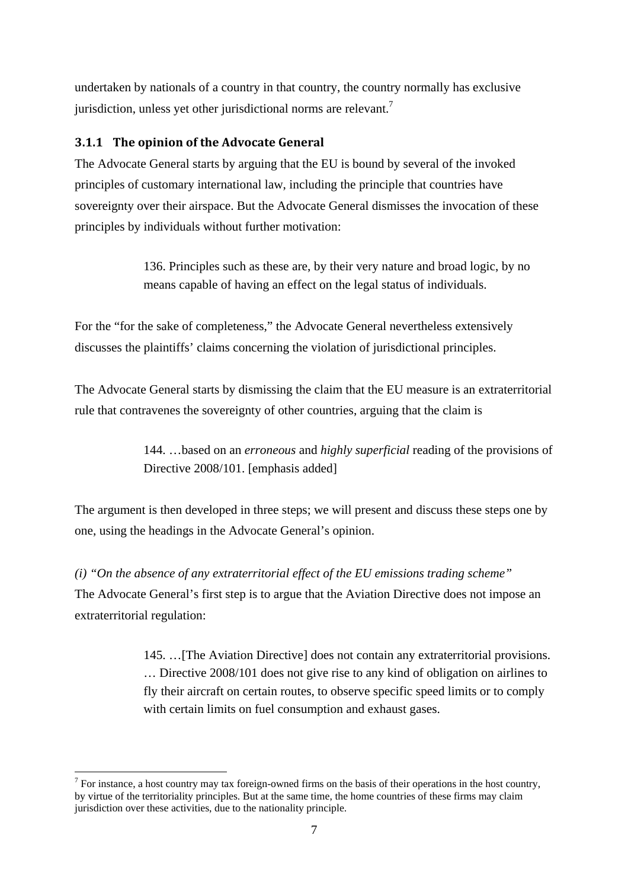undertaken by nationals of a country in that country, the country normally has exclusive jurisdiction, unless yet other jurisdictional norms are relevant.[7]

### 3.1.1 The opinion of the Advocate General

The Advocate General starts by arguing that the EU is bound by several of the invoked principles of customary international law, including the principle that countries have sovereignty over their airspace. But the Advocate General dismisses the invocation of these principles by individuals without further motivation:

> 136. Principles such as these are, by their very nature and broad logic, by no means capable of having an effect on the legal status of individuals.

For the "for the sake of completeness," the Advocate General nevertheless extensively discusses the plaintiffs' claims concerning the violation of jurisdictional principles.

The Advocate General starts by dismissing the claim that the EU measure is an extraterritorial rule that contravenes the sovereignty of other countries, arguing that the claim is

> 144. …based on an *erroneous* and *highly superficial* reading of the provisions of Directive 2008/101. [emphasis added]

The argument is then developed in three steps; we will present and discuss these steps one by one, using the headings in the Advocate General's opinion.

*(i) "On the absence of any extraterritorial effect of the EU emissions trading scheme"*
The Advocate General's first step is to argue that the Aviation Directive does not impose an extraterritorial regulation:

> 145. …[The Aviation Directive] does not contain any extraterritorial provisions. … Directive 2008/101 does not give rise to any kind of obligation on airlines to fly their aircraft on certain routes, to observe specific speed limits or to comply with certain limits on fuel consumption and exhaust gases.

[7] For instance, a host country may tax foreign-owned firms on the basis of their operations in the host country, by virtue of the territoriality principles. But at the same time, the home countries of these firms may claim jurisdiction over these activities, due to the nationality principle.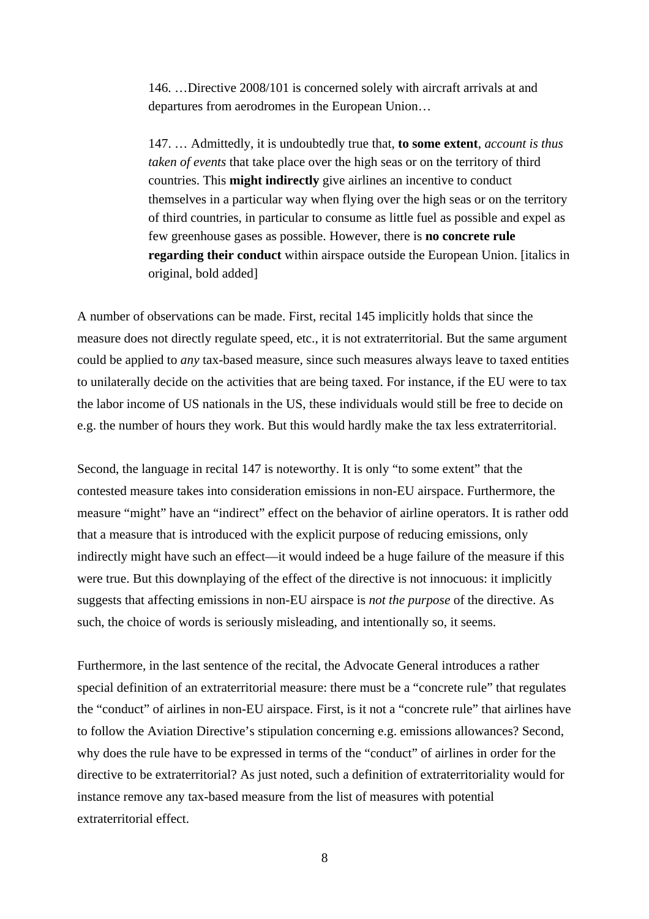> 146. …Directive 2008/101 is concerned solely with aircraft arrivals at and departures from aerodromes in the European Union…
>
> 147. … Admittedly, it is undoubtedly true that, **to some extent**, *account is thus taken of events* that take place over the high seas or on the territory of third countries. This **might indirectly** give airlines an incentive to conduct themselves in a particular way when flying over the high seas or on the territory of third countries, in particular to consume as little fuel as possible and expel as few greenhouse gases as possible. However, there is **no concrete rule regarding their conduct** within airspace outside the European Union. [italics in original, bold added]

A number of observations can be made. First, recital 145 implicitly holds that since the measure does not directly regulate speed, etc., it is not extraterritorial. But the same argument could be applied to *any* tax-based measure, since such measures always leave to taxed entities to unilaterally decide on the activities that are being taxed. For instance, if the EU were to tax the labor income of US nationals in the US, these individuals would still be free to decide on e.g. the number of hours they work. But this would hardly make the tax less extraterritorial.

Second, the language in recital 147 is noteworthy. It is only "to some extent" that the contested measure takes into consideration emissions in non-EU airspace. Furthermore, the measure "might" have an "indirect" effect on the behavior of airline operators. It is rather odd that a measure that is introduced with the explicit purpose of reducing emissions, only indirectly might have such an effect—it would indeed be a huge failure of the measure if this were true. But this downplaying of the effect of the directive is not innocuous: it implicitly suggests that affecting emissions in non-EU airspace is *not the purpose* of the directive. As such, the choice of words is seriously misleading, and intentionally so, it seems.

Furthermore, in the last sentence of the recital, the Advocate General introduces a rather special definition of an extraterritorial measure: there must be a "concrete rule" that regulates the "conduct" of airlines in non-EU airspace. First, is it not a "concrete rule" that airlines have to follow the Aviation Directive's stipulation concerning e.g. emissions allowances? Second, why does the rule have to be expressed in terms of the "conduct" of airlines in order for the directive to be extraterritorial? As just noted, such a definition of extraterritoriality would for instance remove any tax-based measure from the list of measures with potential extraterritorial effect.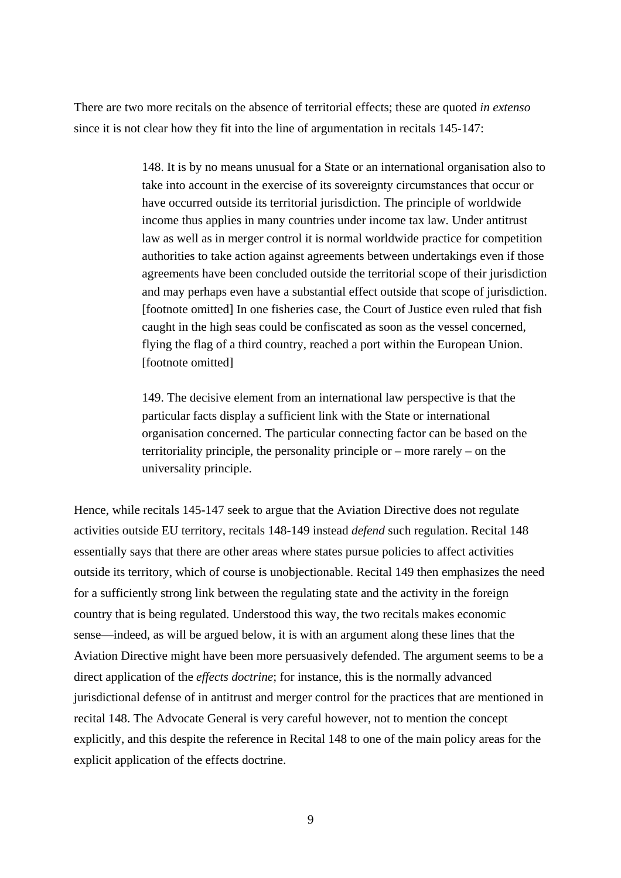There are two more recitals on the absence of territorial effects; these are quoted *in extenso* since it is not clear how they fit into the line of argumentation in recitals 145-147:

> 148. It is by no means unusual for a State or an international organisation also to take into account in the exercise of its sovereignty circumstances that occur or have occurred outside its territorial jurisdiction. The principle of worldwide income thus applies in many countries under income tax law. Under antitrust law as well as in merger control it is normal worldwide practice for competition authorities to take action against agreements between undertakings even if those agreements have been concluded outside the territorial scope of their jurisdiction and may perhaps even have a substantial effect outside that scope of jurisdiction. [footnote omitted] In one fisheries case, the Court of Justice even ruled that fish caught in the high seas could be confiscated as soon as the vessel concerned, flying the flag of a third country, reached a port within the European Union. [footnote omitted]
>
> 149. The decisive element from an international law perspective is that the particular facts display a sufficient link with the State or international organisation concerned. The particular connecting factor can be based on the territoriality principle, the personality principle or – more rarely – on the universality principle.

Hence, while recitals 145-147 seek to argue that the Aviation Directive does not regulate activities outside EU territory, recitals 148-149 instead *defend* such regulation. Recital 148 essentially says that there are other areas where states pursue policies to affect activities outside its territory, which of course is unobjectionable. Recital 149 then emphasizes the need for a sufficiently strong link between the regulating state and the activity in the foreign country that is being regulated. Understood this way, the two recitals makes economic sense—indeed, as will be argued below, it is with an argument along these lines that the Aviation Directive might have been more persuasively defended. The argument seems to be a direct application of the *effects doctrine*; for instance, this is the normally advanced jurisdictional defense of in antitrust and merger control for the practices that are mentioned in recital 148. The Advocate General is very careful however, not to mention the concept explicitly, and this despite the reference in Recital 148 to one of the main policy areas for the explicit application of the effects doctrine.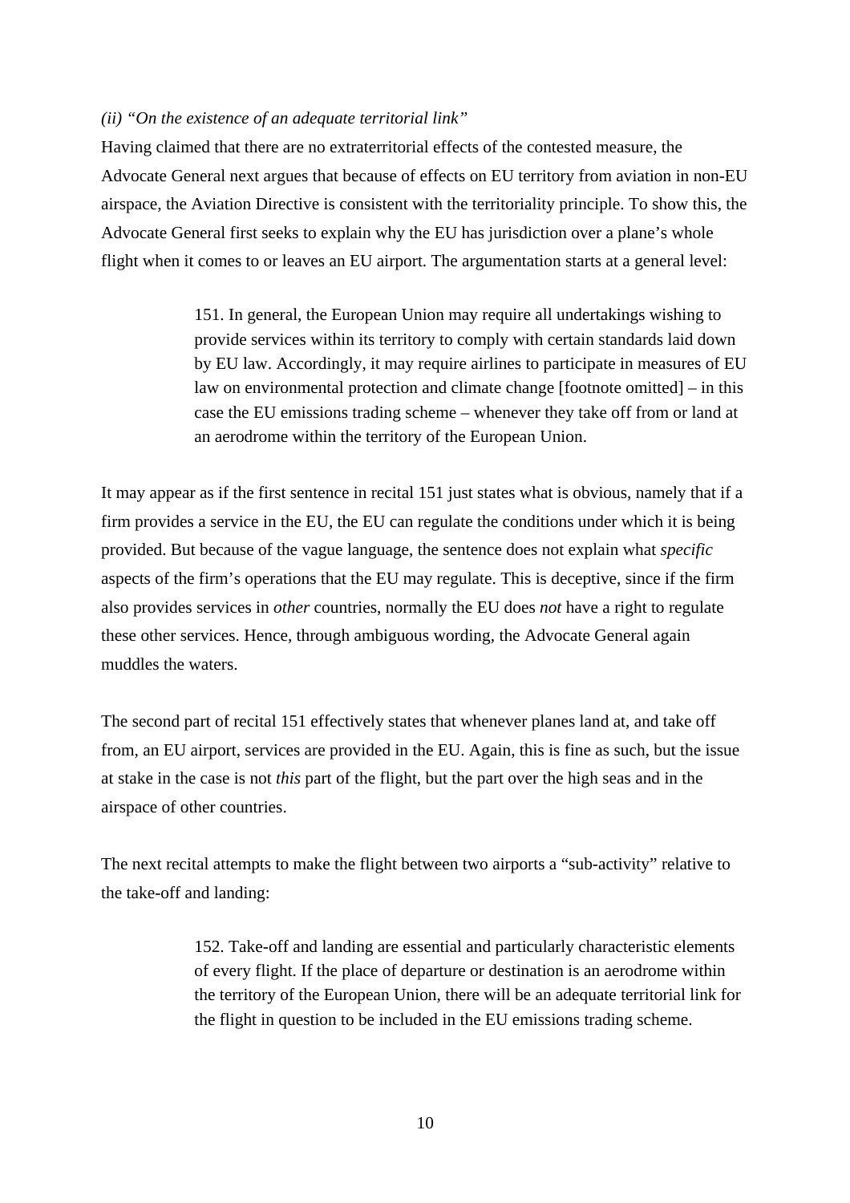*(ii) "On the existence of an adequate territorial link"*

Having claimed that there are no extraterritorial effects of the contested measure, the Advocate General next argues that because of effects on EU territory from aviation in non-EU airspace, the Aviation Directive is consistent with the territoriality principle. To show this, the Advocate General first seeks to explain why the EU has jurisdiction over a plane's whole flight when it comes to or leaves an EU airport. The argumentation starts at a general level:

> 151. In general, the European Union may require all undertakings wishing to provide services within its territory to comply with certain standards laid down by EU law. Accordingly, it may require airlines to participate in measures of EU law on environmental protection and climate change [footnote omitted] – in this case the EU emissions trading scheme – whenever they take off from or land at an aerodrome within the territory of the European Union.

It may appear as if the first sentence in recital 151 just states what is obvious, namely that if a firm provides a service in the EU, the EU can regulate the conditions under which it is being provided. But because of the vague language, the sentence does not explain what *specific* aspects of the firm's operations that the EU may regulate. This is deceptive, since if the firm also provides services in *other* countries, normally the EU does *not* have a right to regulate these other services. Hence, through ambiguous wording, the Advocate General again muddles the waters.

The second part of recital 151 effectively states that whenever planes land at, and take off from, an EU airport, services are provided in the EU. Again, this is fine as such, but the issue at stake in the case is not *this* part of the flight, but the part over the high seas and in the airspace of other countries.

The next recital attempts to make the flight between two airports a "sub-activity" relative to the take-off and landing:

> 152. Take-off and landing are essential and particularly characteristic elements of every flight. If the place of departure or destination is an aerodrome within the territory of the European Union, there will be an adequate territorial link for the flight in question to be included in the EU emissions trading scheme.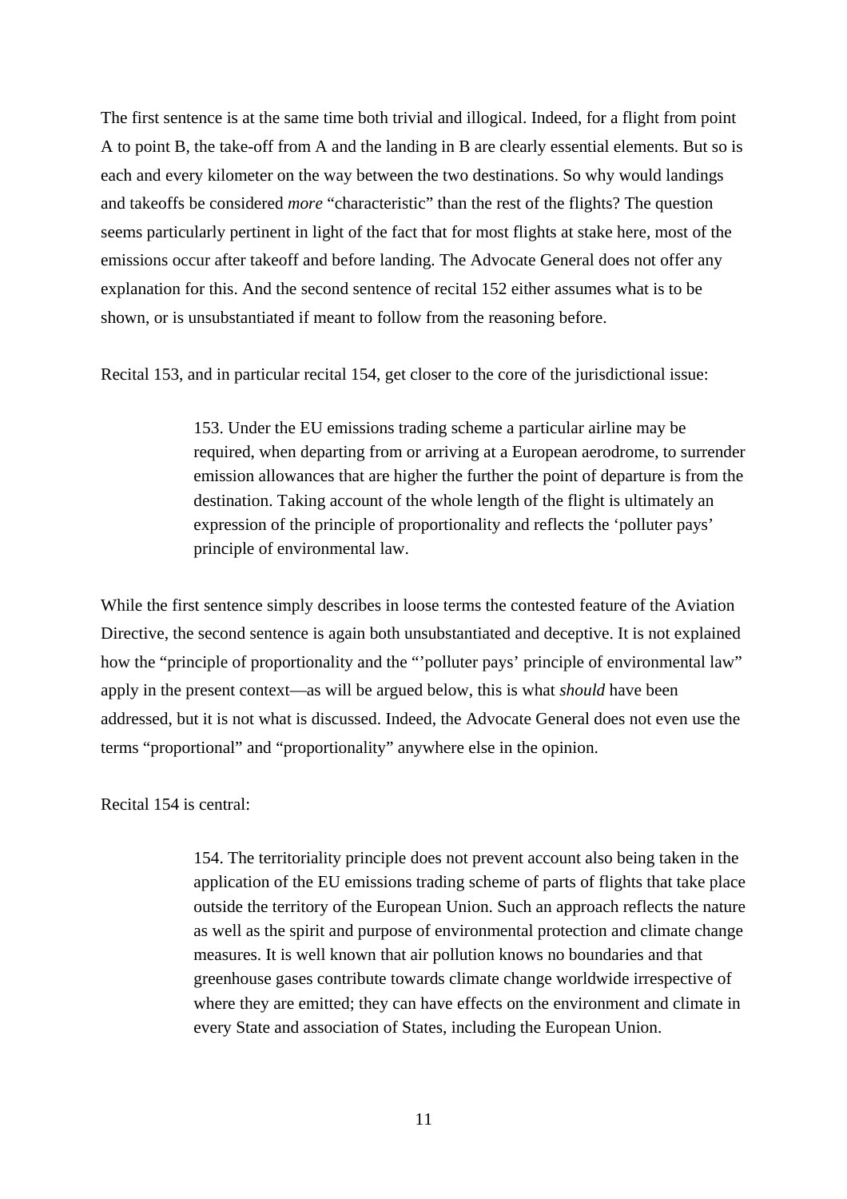The first sentence is at the same time both trivial and illogical. Indeed, for a flight from point A to point B, the take-off from A and the landing in B are clearly essential elements. But so is each and every kilometer on the way between the two destinations. So why would landings and takeoffs be considered *more* "characteristic" than the rest of the flights? The question seems particularly pertinent in light of the fact that for most flights at stake here, most of the emissions occur after takeoff and before landing. The Advocate General does not offer any explanation for this. And the second sentence of recital 152 either assumes what is to be shown, or is unsubstantiated if meant to follow from the reasoning before.

Recital 153, and in particular recital 154, get closer to the core of the jurisdictional issue:

> 153. Under the EU emissions trading scheme a particular airline may be required, when departing from or arriving at a European aerodrome, to surrender emission allowances that are higher the further the point of departure is from the destination. Taking account of the whole length of the flight is ultimately an expression of the principle of proportionality and reflects the 'polluter pays' principle of environmental law.

While the first sentence simply describes in loose terms the contested feature of the Aviation Directive, the second sentence is again both unsubstantiated and deceptive. It is not explained how the "principle of proportionality and the "'polluter pays' principle of environmental law" apply in the present context—as will be argued below, this is what *should* have been addressed, but it is not what is discussed. Indeed, the Advocate General does not even use the terms "proportional" and "proportionality" anywhere else in the opinion.

Recital 154 is central:

> 154. The territoriality principle does not prevent account also being taken in the application of the EU emissions trading scheme of parts of flights that take place outside the territory of the European Union. Such an approach reflects the nature as well as the spirit and purpose of environmental protection and climate change measures. It is well known that air pollution knows no boundaries and that greenhouse gases contribute towards climate change worldwide irrespective of where they are emitted; they can have effects on the environment and climate in every State and association of States, including the European Union.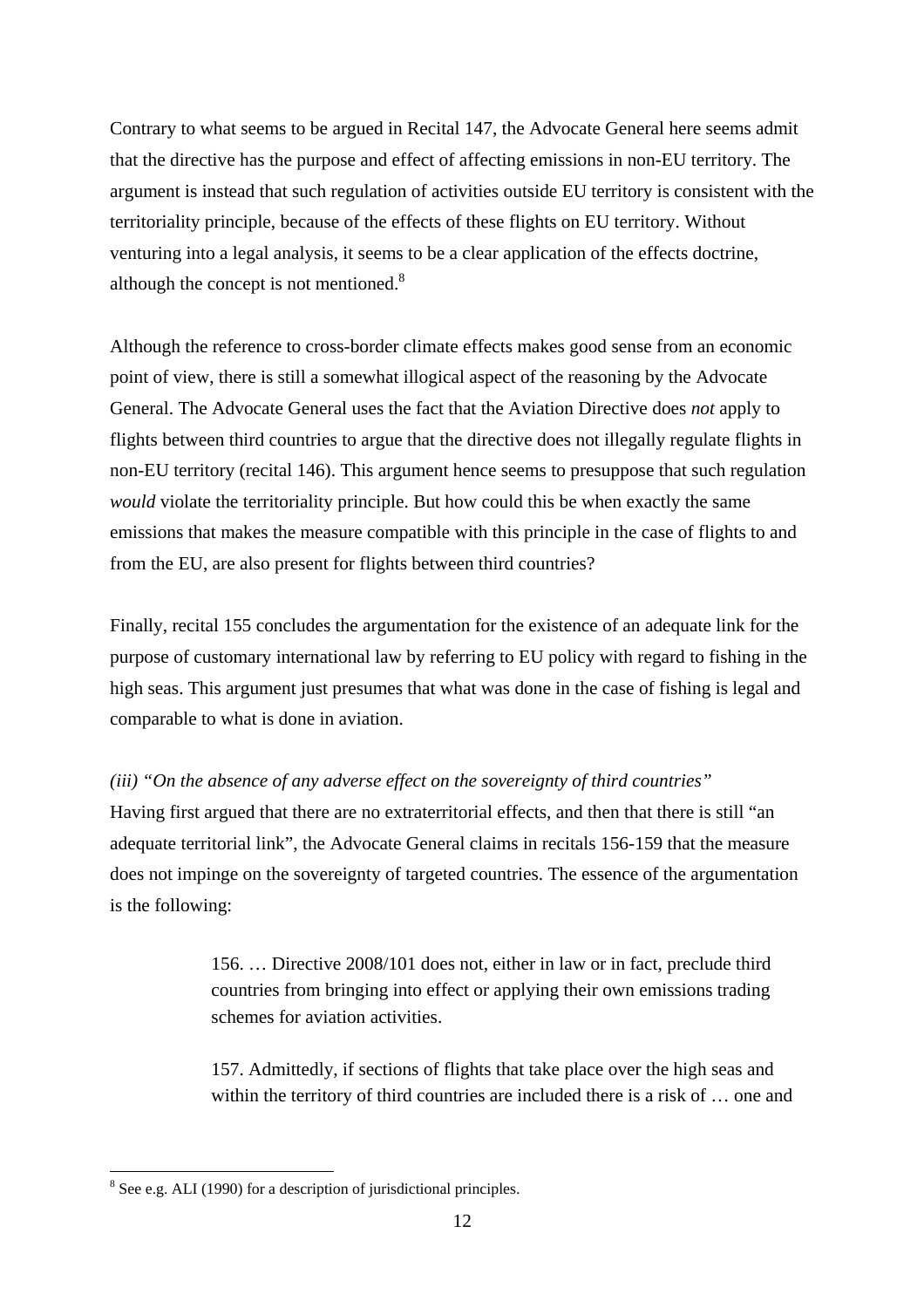Contrary to what seems to be argued in Recital 147, the Advocate General here seems admit that the directive has the purpose and effect of affecting emissions in non-EU territory. The argument is instead that such regulation of activities outside EU territory is consistent with the territoriality principle, because of the effects of these flights on EU territory. Without venturing into a legal analysis, it seems to be a clear application of the effects doctrine, although the concept is not mentioned.[8]

Although the reference to cross-border climate effects makes good sense from an economic point of view, there is still a somewhat illogical aspect of the reasoning by the Advocate General. The Advocate General uses the fact that the Aviation Directive does *not* apply to flights between third countries to argue that the directive does not illegally regulate flights in non-EU territory (recital 146). This argument hence seems to presuppose that such regulation *would* violate the territoriality principle. But how could this be when exactly the same emissions that makes the measure compatible with this principle in the case of flights to and from the EU, are also present for flights between third countries?

Finally, recital 155 concludes the argumentation for the existence of an adequate link for the purpose of customary international law by referring to EU policy with regard to fishing in the high seas. This argument just presumes that what was done in the case of fishing is legal and comparable to what is done in aviation.

*(iii) "On the absence of any adverse effect on the sovereignty of third countries"*
Having first argued that there are no extraterritorial effects, and then that there is still "an adequate territorial link", the Advocate General claims in recitals 156-159 that the measure does not impinge on the sovereignty of targeted countries. The essence of the argumentation is the following:

> 156. … Directive 2008/101 does not, either in law or in fact, preclude third countries from bringing into effect or applying their own emissions trading schemes for aviation activities.
>
> 157. Admittedly, if sections of flights that take place over the high seas and within the territory of third countries are included there is a risk of … one and

[8] See e.g. ALI (1990) for a description of jurisdictional principles.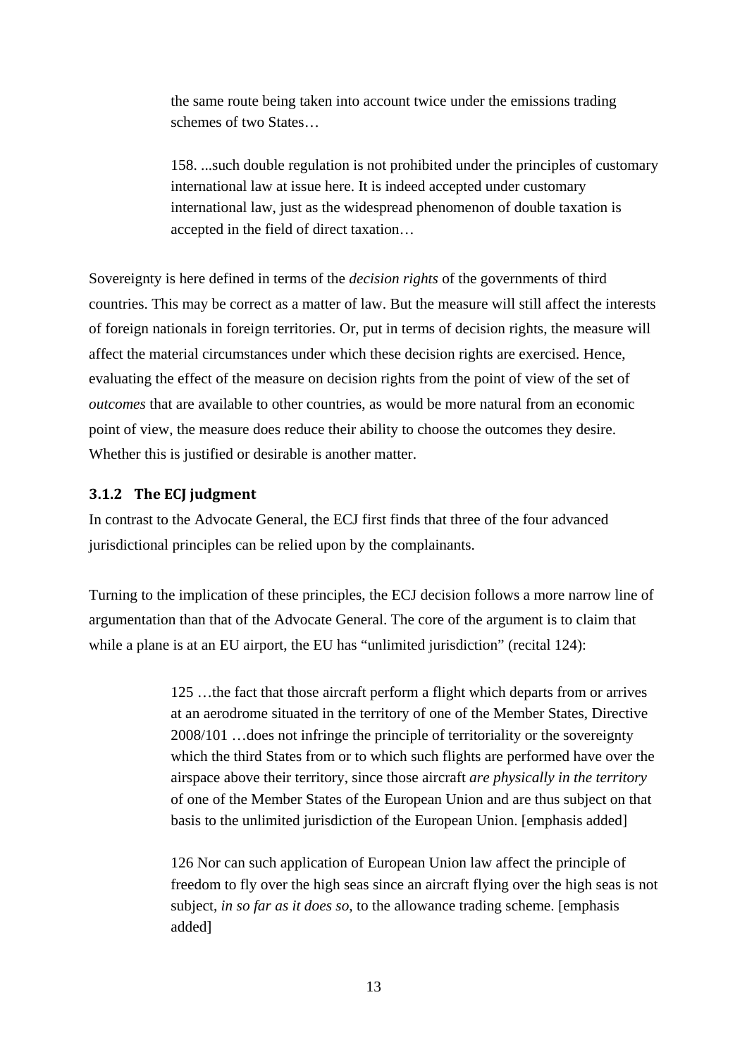> the same route being taken into account twice under the emissions trading schemes of two States…
>
> 158. ...such double regulation is not prohibited under the principles of customary international law at issue here. It is indeed accepted under customary international law, just as the widespread phenomenon of double taxation is accepted in the field of direct taxation…

Sovereignty is here defined in terms of the *decision rights* of the governments of third countries. This may be correct as a matter of law. But the measure will still affect the interests of foreign nationals in foreign territories. Or, put in terms of decision rights, the measure will affect the material circumstances under which these decision rights are exercised. Hence, evaluating the effect of the measure on decision rights from the point of view of the set of *outcomes* that are available to other countries, as would be more natural from an economic point of view, the measure does reduce their ability to choose the outcomes they desire. Whether this is justified or desirable is another matter.

### 3.1.2 The ECJ judgment

In contrast to the Advocate General, the ECJ first finds that three of the four advanced jurisdictional principles can be relied upon by the complainants.

Turning to the implication of these principles, the ECJ decision follows a more narrow line of argumentation than that of the Advocate General. The core of the argument is to claim that while a plane is at an EU airport, the EU has "unlimited jurisdiction" (recital 124):

> 125 …the fact that those aircraft perform a flight which departs from or arrives at an aerodrome situated in the territory of one of the Member States, Directive 2008/101 …does not infringe the principle of territoriality or the sovereignty which the third States from or to which such flights are performed have over the airspace above their territory, since those aircraft *are physically in the territory* of one of the Member States of the European Union and are thus subject on that basis to the unlimited jurisdiction of the European Union. [emphasis added]
>
> 126 Nor can such application of European Union law affect the principle of freedom to fly over the high seas since an aircraft flying over the high seas is not subject, *in so far as it does so*, to the allowance trading scheme. [emphasis added]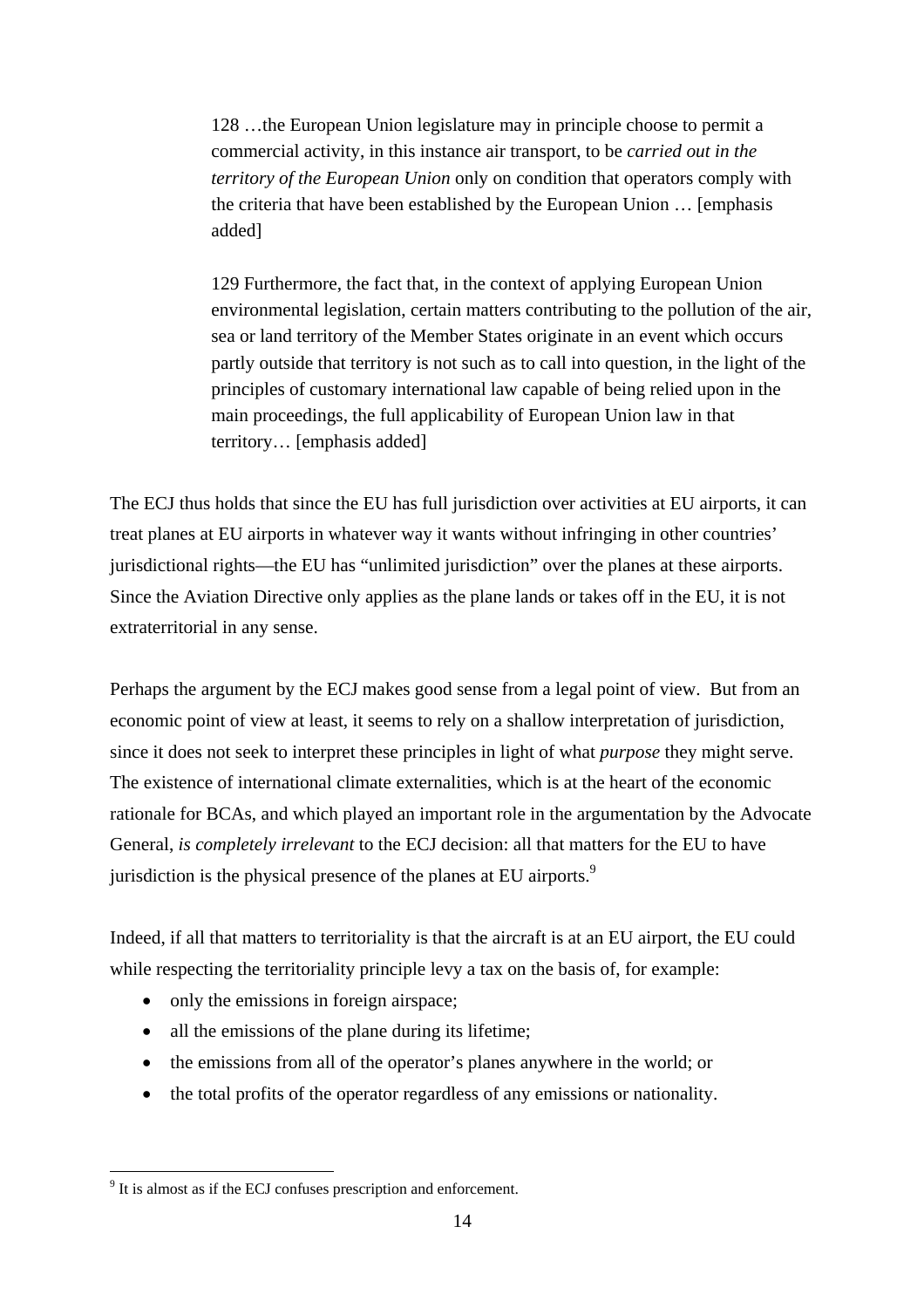> 128 …the European Union legislature may in principle choose to permit a commercial activity, in this instance air transport, to be *carried out in the territory of the European Union* only on condition that operators comply with the criteria that have been established by the European Union … [emphasis added]
>
> 129 Furthermore, the fact that, in the context of applying European Union environmental legislation, certain matters contributing to the pollution of the air, sea or land territory of the Member States originate in an event which occurs partly outside that territory is not such as to call into question, in the light of the principles of customary international law capable of being relied upon in the main proceedings, the full applicability of European Union law in that territory… [emphasis added]

The ECJ thus holds that since the EU has full jurisdiction over activities at EU airports, it can treat planes at EU airports in whatever way it wants without infringing in other countries' jurisdictional rights—the EU has "unlimited jurisdiction" over the planes at these airports. Since the Aviation Directive only applies as the plane lands or takes off in the EU, it is not extraterritorial in any sense.

Perhaps the argument by the ECJ makes good sense from a legal point of view. But from an economic point of view at least, it seems to rely on a shallow interpretation of jurisdiction, since it does not seek to interpret these principles in light of what *purpose* they might serve. The existence of international climate externalities, which is at the heart of the economic rationale for BCAs, and which played an important role in the argumentation by the Advocate General, *is completely irrelevant* to the ECJ decision: all that matters for the EU to have jurisdiction is the physical presence of the planes at EU airports.[9]

Indeed, if all that matters to territoriality is that the aircraft is at an EU airport, the EU could while respecting the territoriality principle levy a tax on the basis of, for example:

- only the emissions in foreign airspace;
- all the emissions of the plane during its lifetime;
- the emissions from all of the operator's planes anywhere in the world; or
- the total profits of the operator regardless of any emissions or nationality.

[9] It is almost as if the ECJ confuses prescription and enforcement.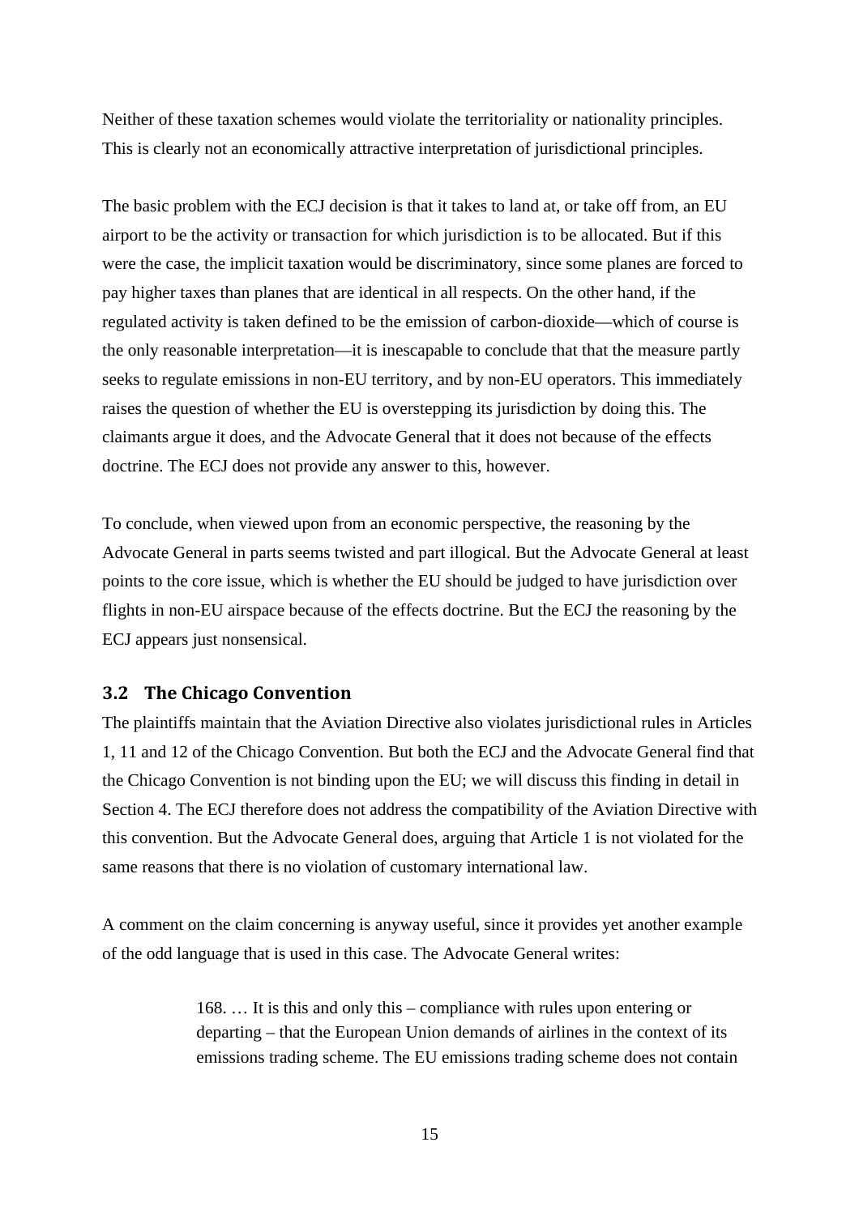Neither of these taxation schemes would violate the territoriality or nationality principles. This is clearly not an economically attractive interpretation of jurisdictional principles.

The basic problem with the ECJ decision is that it takes to land at, or take off from, an EU airport to be the activity or transaction for which jurisdiction is to be allocated. But if this were the case, the implicit taxation would be discriminatory, since some planes are forced to pay higher taxes than planes that are identical in all respects. On the other hand, if the regulated activity is taken defined to be the emission of carbon-dioxide—which of course is the only reasonable interpretation—it is inescapable to conclude that that the measure partly seeks to regulate emissions in non-EU territory, and by non-EU operators. This immediately raises the question of whether the EU is overstepping its jurisdiction by doing this. The claimants argue it does, and the Advocate General that it does not because of the effects doctrine. The ECJ does not provide any answer to this, however.

To conclude, when viewed upon from an economic perspective, the reasoning by the Advocate General in parts seems twisted and part illogical. But the Advocate General at least points to the core issue, which is whether the EU should be judged to have jurisdiction over flights in non-EU airspace because of the effects doctrine. But the ECJ the reasoning by the ECJ appears just nonsensical.

## 3.2 The Chicago Convention

The plaintiffs maintain that the Aviation Directive also violates jurisdictional rules in Articles 1, 11 and 12 of the Chicago Convention. But both the ECJ and the Advocate General find that the Chicago Convention is not binding upon the EU; we will discuss this finding in detail in Section 4. The ECJ therefore does not address the compatibility of the Aviation Directive with this convention. But the Advocate General does, arguing that Article 1 is not violated for the same reasons that there is no violation of customary international law.

A comment on the claim concerning is anyway useful, since it provides yet another example of the odd language that is used in this case. The Advocate General writes:

> 168. … It is this and only this – compliance with rules upon entering or departing – that the European Union demands of airlines in the context of its emissions trading scheme. The EU emissions trading scheme does not contain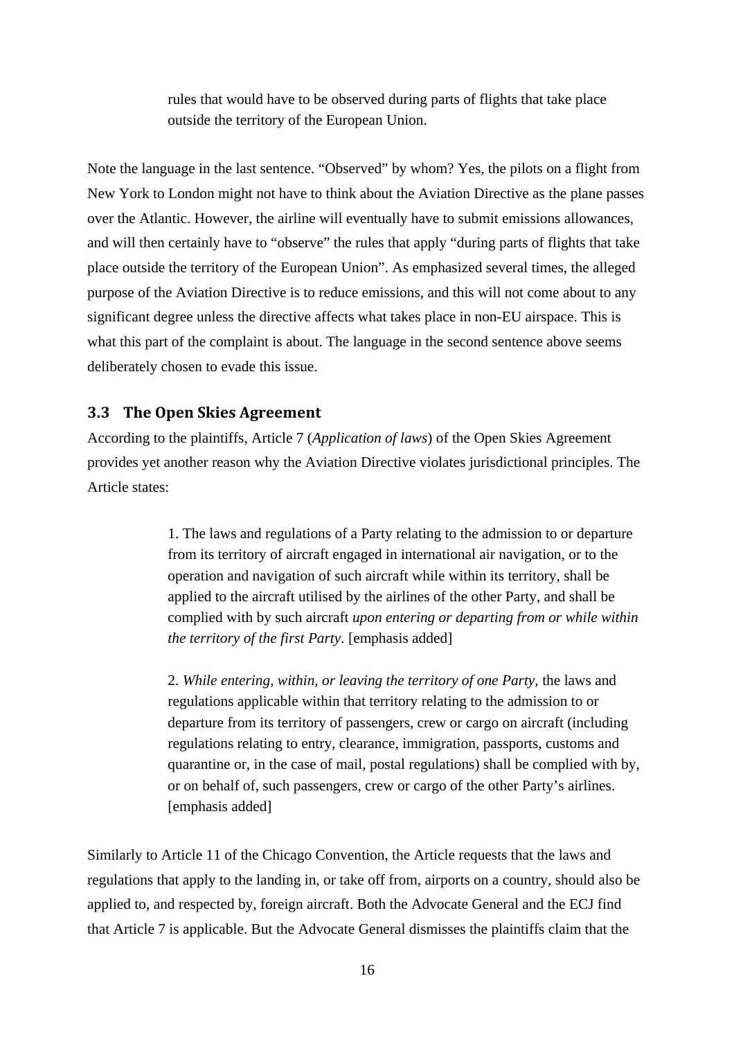> rules that would have to be observed during parts of flights that take place outside the territory of the European Union.

Note the language in the last sentence. “Observed” by whom? Yes, the pilots on a flight from New York to London might not have to think about the Aviation Directive as the plane passes over the Atlantic. However, the airline will eventually have to submit emissions allowances, and will then certainly have to “observe” the rules that apply “during parts of flights that take place outside the territory of the European Union”. As emphasized several times, the alleged purpose of the Aviation Directive is to reduce emissions, and this will not come about to any significant degree unless the directive affects what takes place in non-EU airspace. This is what this part of the complaint is about. The language in the second sentence above seems deliberately chosen to evade this issue.

### 3.3 The Open Skies Agreement

According to the plaintiffs, Article 7 (*Application of laws*) of the Open Skies Agreement provides yet another reason why the Aviation Directive violates jurisdictional principles. The Article states:

> 1. The laws and regulations of a Party relating to the admission to or departure from its territory of aircraft engaged in international air navigation, or to the operation and navigation of such aircraft while within its territory, shall be applied to the aircraft utilised by the airlines of the other Party, and shall be complied with by such aircraft *upon entering or departing from or while within the territory of the first Party*. [emphasis added]
>
> 2. *While entering, within, or leaving the territory of one Party*, the laws and regulations applicable within that territory relating to the admission to or departure from its territory of passengers, crew or cargo on aircraft (including regulations relating to entry, clearance, immigration, passports, customs and quarantine or, in the case of mail, postal regulations) shall be complied with by, or on behalf of, such passengers, crew or cargo of the other Party’s airlines. [emphasis added]

Similarly to Article 11 of the Chicago Convention, the Article requests that the laws and regulations that apply to the landing in, or take off from, airports on a country, should also be applied to, and respected by, foreign aircraft. Both the Advocate General and the ECJ find that Article 7 is applicable. But the Advocate General dismisses the plaintiffs claim that the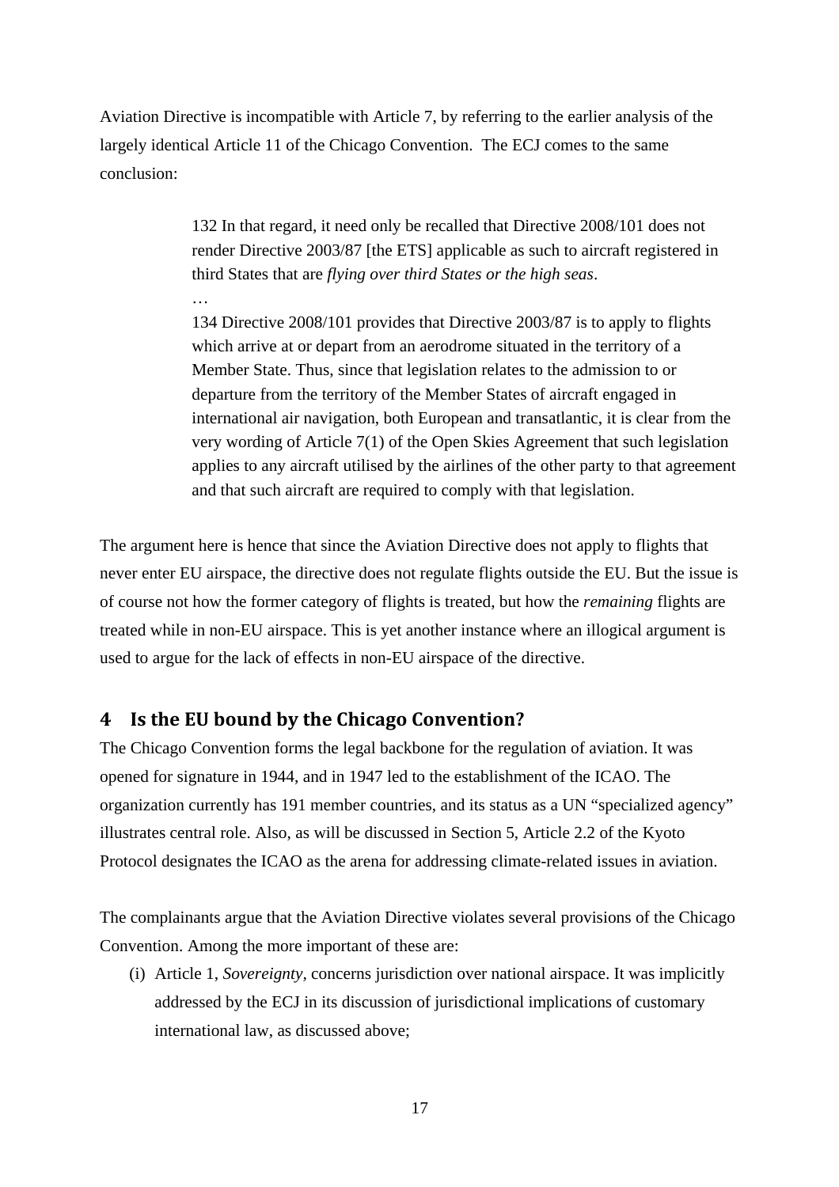Aviation Directive is incompatible with Article 7, by referring to the earlier analysis of the largely identical Article 11 of the Chicago Convention. The ECJ comes to the same conclusion:

> 132 In that regard, it need only be recalled that Directive 2008/101 does not render Directive 2003/87 [the ETS] applicable as such to aircraft registered in third States that are *flying over third States or the high seas*.
>
> …
>
> 134 Directive 2008/101 provides that Directive 2003/87 is to apply to flights which arrive at or depart from an aerodrome situated in the territory of a Member State. Thus, since that legislation relates to the admission to or departure from the territory of the Member States of aircraft engaged in international air navigation, both European and transatlantic, it is clear from the very wording of Article 7(1) of the Open Skies Agreement that such legislation applies to any aircraft utilised by the airlines of the other party to that agreement and that such aircraft are required to comply with that legislation.

The argument here is hence that since the Aviation Directive does not apply to flights that never enter EU airspace, the directive does not regulate flights outside the EU. But the issue is of course not how the former category of flights is treated, but how the *remaining* flights are treated while in non-EU airspace. This is yet another instance where an illogical argument is used to argue for the lack of effects in non-EU airspace of the directive.

# 4 Is the EU bound by the Chicago Convention?

The Chicago Convention forms the legal backbone for the regulation of aviation. It was opened for signature in 1944, and in 1947 led to the establishment of the ICAO. The organization currently has 191 member countries, and its status as a UN "specialized agency" illustrates central role. Also, as will be discussed in Section 5, Article 2.2 of the Kyoto Protocol designates the ICAO as the arena for addressing climate-related issues in aviation.

The complainants argue that the Aviation Directive violates several provisions of the Chicago Convention. Among the more important of these are:

(i) Article 1, *Sovereignty*, concerns jurisdiction over national airspace. It was implicitly addressed by the ECJ in its discussion of jurisdictional implications of customary international law, as discussed above;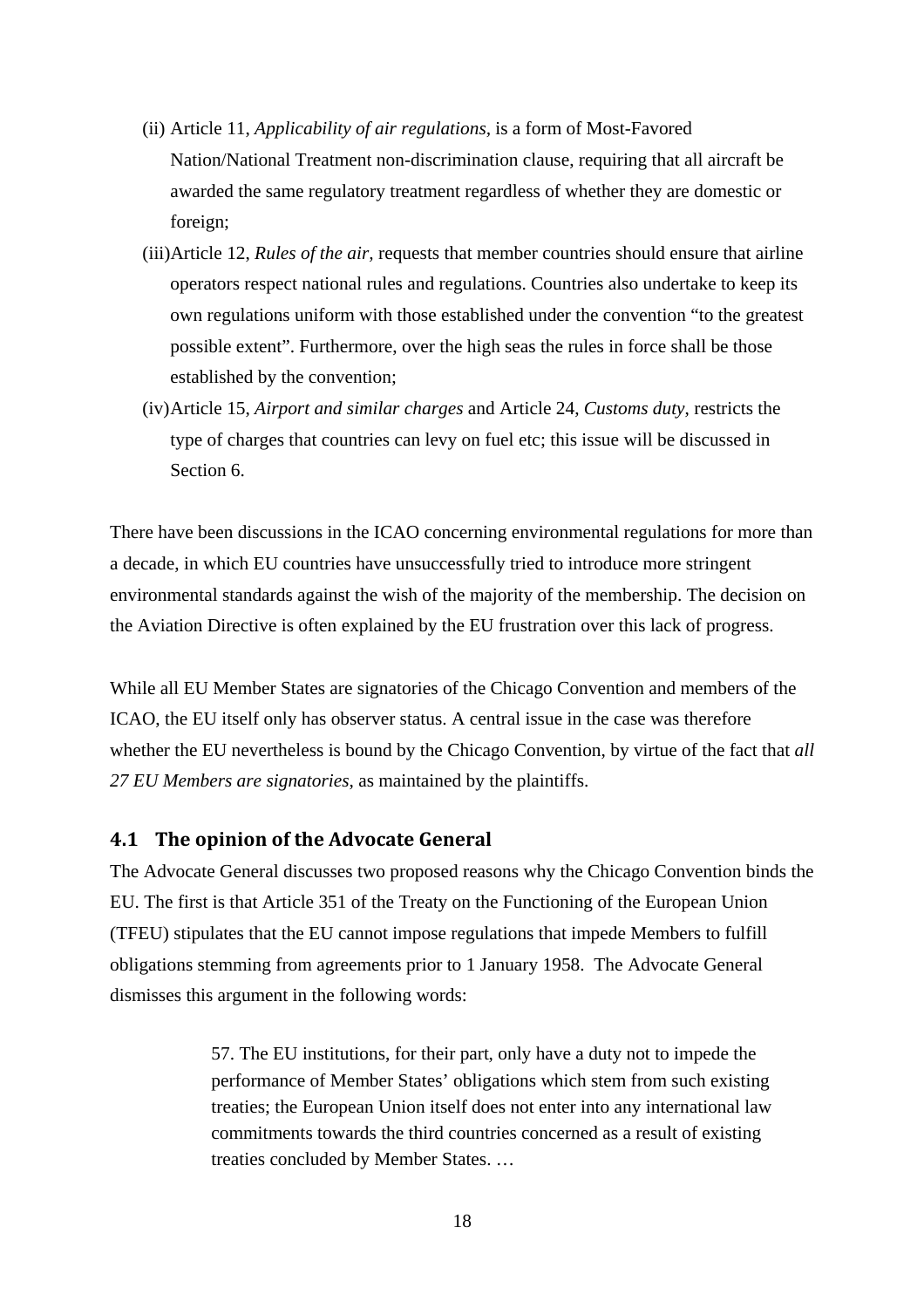(ii) Article 11, *Applicability of air regulations*, is a form of Most-Favored Nation/National Treatment non-discrimination clause, requiring that all aircraft be awarded the same regulatory treatment regardless of whether they are domestic or foreign;

(iii) Article 12, *Rules of the air*, requests that member countries should ensure that airline operators respect national rules and regulations. Countries also undertake to keep its own regulations uniform with those established under the convention "to the greatest possible extent". Furthermore, over the high seas the rules in force shall be those established by the convention;

(iv) Article 15, *Airport and similar charges* and Article 24, *Customs duty*, restricts the type of charges that countries can levy on fuel etc; this issue will be discussed in Section 6.

There have been discussions in the ICAO concerning environmental regulations for more than a decade, in which EU countries have unsuccessfully tried to introduce more stringent environmental standards against the wish of the majority of the membership. The decision on the Aviation Directive is often explained by the EU frustration over this lack of progress.

While all EU Member States are signatories of the Chicago Convention and members of the ICAO, the EU itself only has observer status. A central issue in the case was therefore whether the EU nevertheless is bound by the Chicago Convention, by virtue of the fact that *all 27 EU Members are signatories*, as maintained by the plaintiffs.

## 4.1 The opinion of the Advocate General

The Advocate General discusses two proposed reasons why the Chicago Convention binds the EU. The first is that Article 351 of the Treaty on the Functioning of the European Union (TFEU) stipulates that the EU cannot impose regulations that impede Members to fulfill obligations stemming from agreements prior to 1 January 1958. The Advocate General dismisses this argument in the following words:

> 57. The EU institutions, for their part, only have a duty not to impede the performance of Member States' obligations which stem from such existing treaties; the European Union itself does not enter into any international law commitments towards the third countries concerned as a result of existing treaties concluded by Member States. …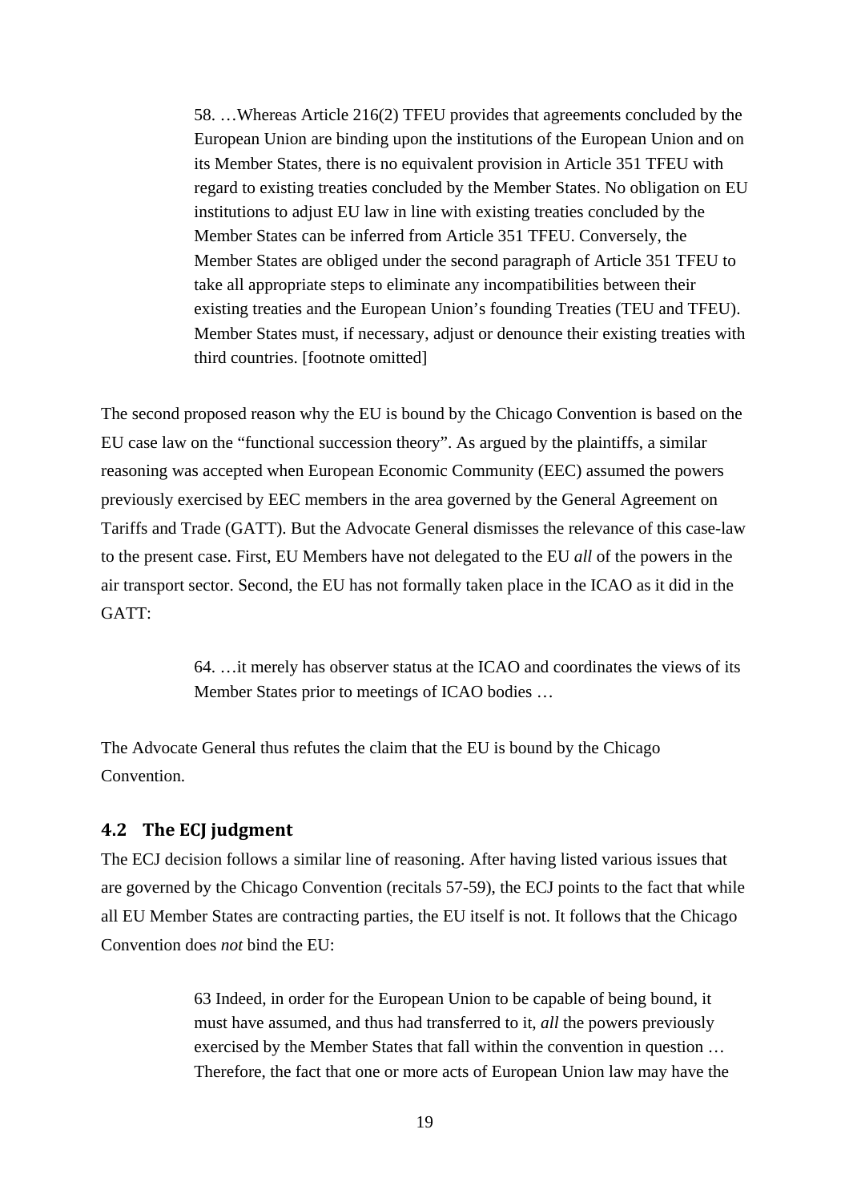> 58. …Whereas Article 216(2) TFEU provides that agreements concluded by the European Union are binding upon the institutions of the European Union and on its Member States, there is no equivalent provision in Article 351 TFEU with regard to existing treaties concluded by the Member States. No obligation on EU institutions to adjust EU law in line with existing treaties concluded by the Member States can be inferred from Article 351 TFEU. Conversely, the Member States are obliged under the second paragraph of Article 351 TFEU to take all appropriate steps to eliminate any incompatibilities between their existing treaties and the European Union's founding Treaties (TEU and TFEU). Member States must, if necessary, adjust or denounce their existing treaties with third countries. [footnote omitted]

The second proposed reason why the EU is bound by the Chicago Convention is based on the EU case law on the "functional succession theory". As argued by the plaintiffs, a similar reasoning was accepted when European Economic Community (EEC) assumed the powers previously exercised by EEC members in the area governed by the General Agreement on Tariffs and Trade (GATT). But the Advocate General dismisses the relevance of this case-law to the present case. First, EU Members have not delegated to the EU *all* of the powers in the air transport sector. Second, the EU has not formally taken place in the ICAO as it did in the GATT:

> 64. …it merely has observer status at the ICAO and coordinates the views of its Member States prior to meetings of ICAO bodies …

The Advocate General thus refutes the claim that the EU is bound by the Chicago Convention.

## 4.2 The ECJ judgment

The ECJ decision follows a similar line of reasoning. After having listed various issues that are governed by the Chicago Convention (recitals 57-59), the ECJ points to the fact that while all EU Member States are contracting parties, the EU itself is not. It follows that the Chicago Convention does *not* bind the EU:

> 63 Indeed, in order for the European Union to be capable of being bound, it must have assumed, and thus had transferred to it, *all* the powers previously exercised by the Member States that fall within the convention in question … Therefore, the fact that one or more acts of European Union law may have the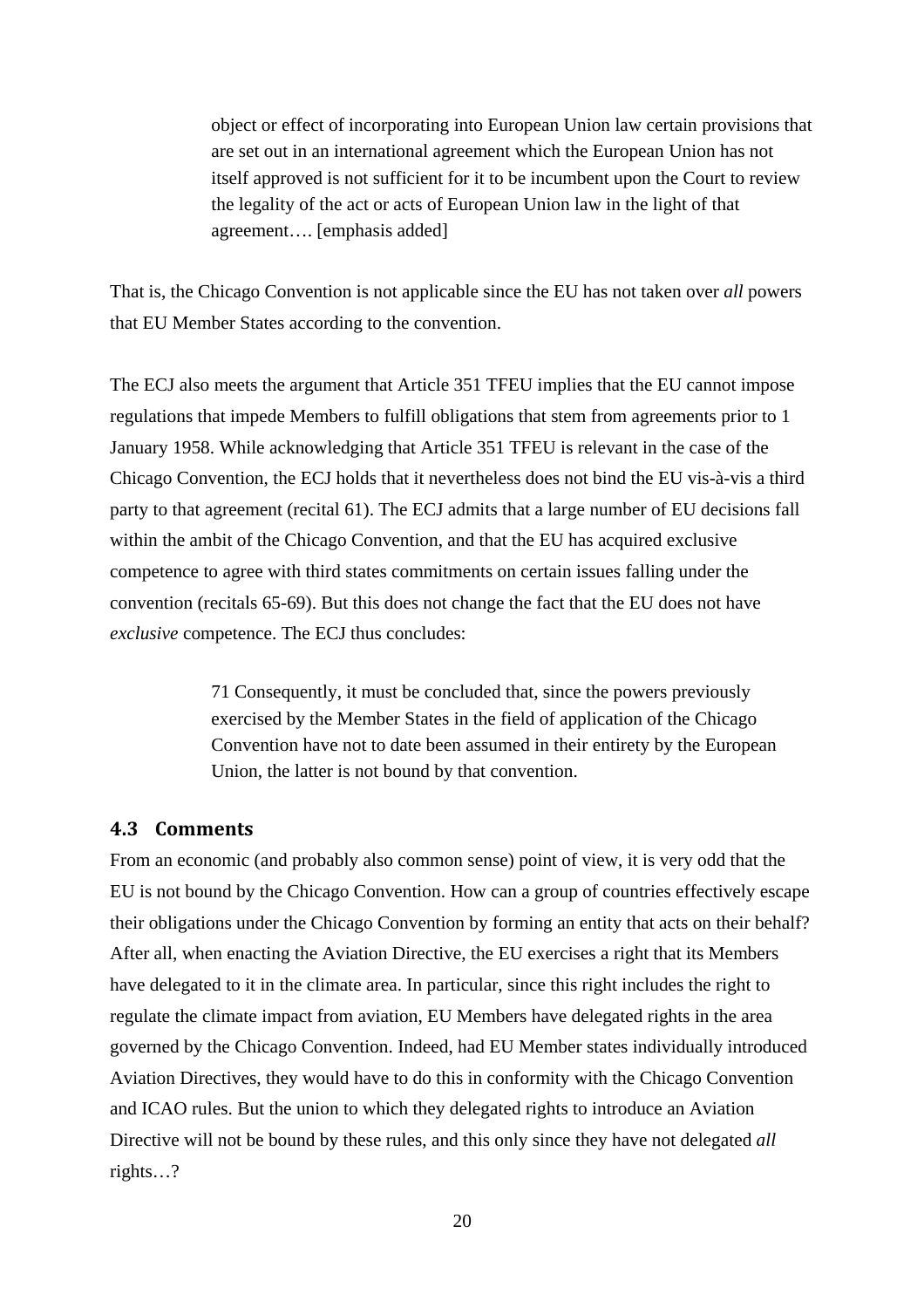> object or effect of incorporating into European Union law certain provisions that are set out in an international agreement which the European Union has not itself approved is not sufficient for it to be incumbent upon the Court to review the legality of the act or acts of European Union law in the light of that agreement…. [emphasis added]

That is, the Chicago Convention is not applicable since the EU has not taken over *all* powers that EU Member States according to the convention.

The ECJ also meets the argument that Article 351 TFEU implies that the EU cannot impose regulations that impede Members to fulfill obligations that stem from agreements prior to 1 January 1958. While acknowledging that Article 351 TFEU is relevant in the case of the Chicago Convention, the ECJ holds that it nevertheless does not bind the EU vis-à-vis a third party to that agreement (recital 61). The ECJ admits that a large number of EU decisions fall within the ambit of the Chicago Convention, and that the EU has acquired exclusive competence to agree with third states commitments on certain issues falling under the convention (recitals 65-69). But this does not change the fact that the EU does not have *exclusive* competence. The ECJ thus concludes:

> 71 Consequently, it must be concluded that, since the powers previously exercised by the Member States in the field of application of the Chicago Convention have not to date been assumed in their entirety by the European Union, the latter is not bound by that convention.

### 4.3 Comments

From an economic (and probably also common sense) point of view, it is very odd that the EU is not bound by the Chicago Convention. How can a group of countries effectively escape their obligations under the Chicago Convention by forming an entity that acts on their behalf? After all, when enacting the Aviation Directive, the EU exercises a right that its Members have delegated to it in the climate area. In particular, since this right includes the right to regulate the climate impact from aviation, EU Members have delegated rights in the area governed by the Chicago Convention. Indeed, had EU Member states individually introduced Aviation Directives, they would have to do this in conformity with the Chicago Convention and ICAO rules. But the union to which they delegated rights to introduce an Aviation Directive will not be bound by these rules, and this only since they have not delegated *all* rights…?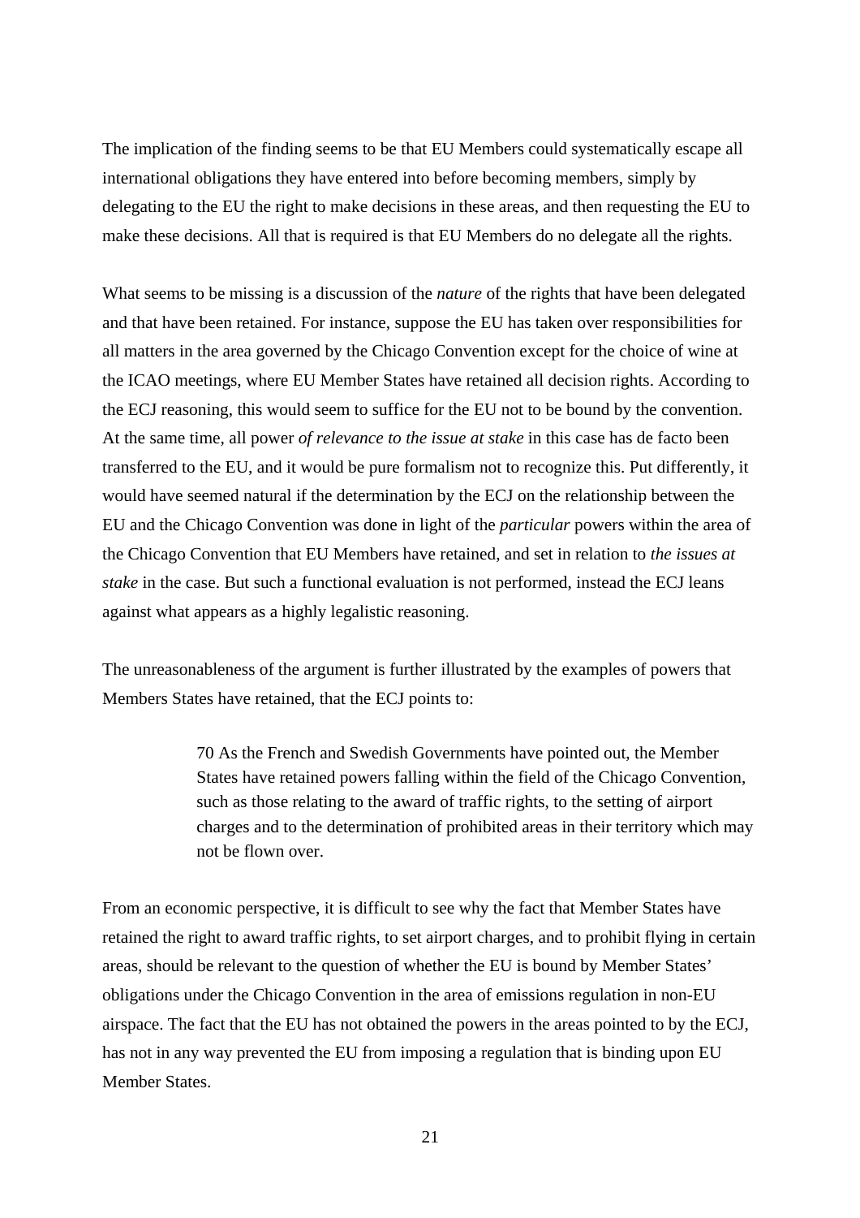The implication of the finding seems to be that EU Members could systematically escape all international obligations they have entered into before becoming members, simply by delegating to the EU the right to make decisions in these areas, and then requesting the EU to make these decisions. All that is required is that EU Members do no delegate all the rights.

What seems to be missing is a discussion of the *nature* of the rights that have been delegated and that have been retained. For instance, suppose the EU has taken over responsibilities for all matters in the area governed by the Chicago Convention except for the choice of wine at the ICAO meetings, where EU Member States have retained all decision rights. According to the ECJ reasoning, this would seem to suffice for the EU not to be bound by the convention. At the same time, all power *of relevance to the issue at stake* in this case has de facto been transferred to the EU, and it would be pure formalism not to recognize this. Put differently, it would have seemed natural if the determination by the ECJ on the relationship between the EU and the Chicago Convention was done in light of the *particular* powers within the area of the Chicago Convention that EU Members have retained, and set in relation to *the issues at stake* in the case. But such a functional evaluation is not performed, instead the ECJ leans against what appears as a highly legalistic reasoning.

The unreasonableness of the argument is further illustrated by the examples of powers that Members States have retained, that the ECJ points to:

> 70 As the French and Swedish Governments have pointed out, the Member States have retained powers falling within the field of the Chicago Convention, such as those relating to the award of traffic rights, to the setting of airport charges and to the determination of prohibited areas in their territory which may not be flown over.

From an economic perspective, it is difficult to see why the fact that Member States have retained the right to award traffic rights, to set airport charges, and to prohibit flying in certain areas, should be relevant to the question of whether the EU is bound by Member States' obligations under the Chicago Convention in the area of emissions regulation in non-EU airspace. The fact that the EU has not obtained the powers in the areas pointed to by the ECJ, has not in any way prevented the EU from imposing a regulation that is binding upon EU Member States.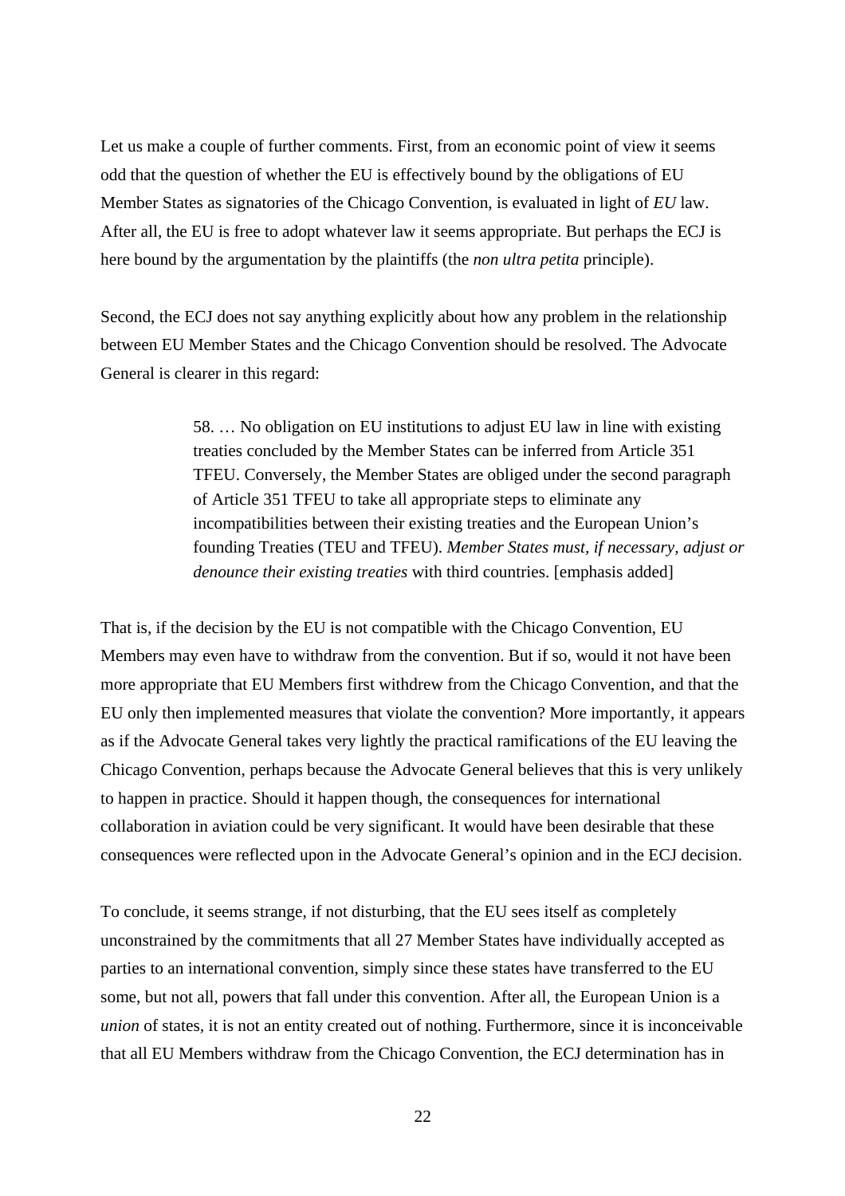Let us make a couple of further comments. First, from an economic point of view it seems odd that the question of whether the EU is effectively bound by the obligations of EU Member States as signatories of the Chicago Convention, is evaluated in light of *EU* law. After all, the EU is free to adopt whatever law it seems appropriate. But perhaps the ECJ is here bound by the argumentation by the plaintiffs (the *non ultra petita* principle).

Second, the ECJ does not say anything explicitly about how any problem in the relationship between EU Member States and the Chicago Convention should be resolved. The Advocate General is clearer in this regard:

> 58. … No obligation on EU institutions to adjust EU law in line with existing treaties concluded by the Member States can be inferred from Article 351 TFEU. Conversely, the Member States are obliged under the second paragraph of Article 351 TFEU to take all appropriate steps to eliminate any incompatibilities between their existing treaties and the European Union's founding Treaties (TEU and TFEU). *Member States must, if necessary, adjust or denounce their existing treaties* with third countries. [emphasis added]

That is, if the decision by the EU is not compatible with the Chicago Convention, EU Members may even have to withdraw from the convention. But if so, would it not have been more appropriate that EU Members first withdrew from the Chicago Convention, and that the EU only then implemented measures that violate the convention? More importantly, it appears as if the Advocate General takes very lightly the practical ramifications of the EU leaving the Chicago Convention, perhaps because the Advocate General believes that this is very unlikely to happen in practice. Should it happen though, the consequences for international collaboration in aviation could be very significant. It would have been desirable that these consequences were reflected upon in the Advocate General's opinion and in the ECJ decision.

To conclude, it seems strange, if not disturbing, that the EU sees itself as completely unconstrained by the commitments that all 27 Member States have individually accepted as parties to an international convention, simply since these states have transferred to the EU some, but not all, powers that fall under this convention. After all, the European Union is a *union* of states, it is not an entity created out of nothing. Furthermore, since it is inconceivable that all EU Members withdraw from the Chicago Convention, the ECJ determination has in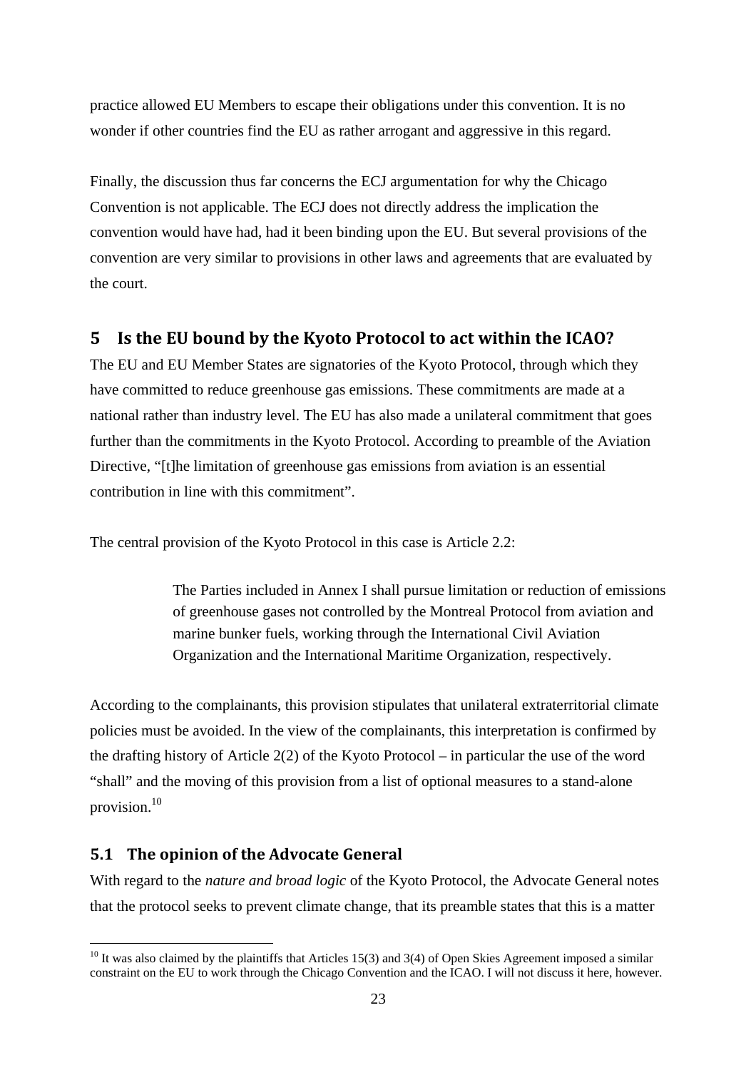practice allowed EU Members to escape their obligations under this convention. It is no wonder if other countries find the EU as rather arrogant and aggressive in this regard.

Finally, the discussion thus far concerns the ECJ argumentation for why the Chicago Convention is not applicable. The ECJ does not directly address the implication the convention would have had, had it been binding upon the EU. But several provisions of the convention are very similar to provisions in other laws and agreements that are evaluated by the court.

## 5 Is the EU bound by the Kyoto Protocol to act within the ICAO?

The EU and EU Member States are signatories of the Kyoto Protocol, through which they have committed to reduce greenhouse gas emissions. These commitments are made at a national rather than industry level. The EU has also made a unilateral commitment that goes further than the commitments in the Kyoto Protocol. According to preamble of the Aviation Directive, "[t]he limitation of greenhouse gas emissions from aviation is an essential contribution in line with this commitment".

The central provision of the Kyoto Protocol in this case is Article 2.2:

> The Parties included in Annex I shall pursue limitation or reduction of emissions of greenhouse gases not controlled by the Montreal Protocol from aviation and marine bunker fuels, working through the International Civil Aviation Organization and the International Maritime Organization, respectively.

According to the complainants, this provision stipulates that unilateral extraterritorial climate policies must be avoided. In the view of the complainants, this interpretation is confirmed by the drafting history of Article 2(2) of the Kyoto Protocol – in particular the use of the word "shall" and the moving of this provision from a list of optional measures to a stand-alone provision.[10]

### 5.1 The opinion of the Advocate General

With regard to the *nature and broad logic* of the Kyoto Protocol, the Advocate General notes that the protocol seeks to prevent climate change, that its preamble states that this is a matter

[10] It was also claimed by the plaintiffs that Articles 15(3) and 3(4) of Open Skies Agreement imposed a similar constraint on the EU to work through the Chicago Convention and the ICAO. I will not discuss it here, however.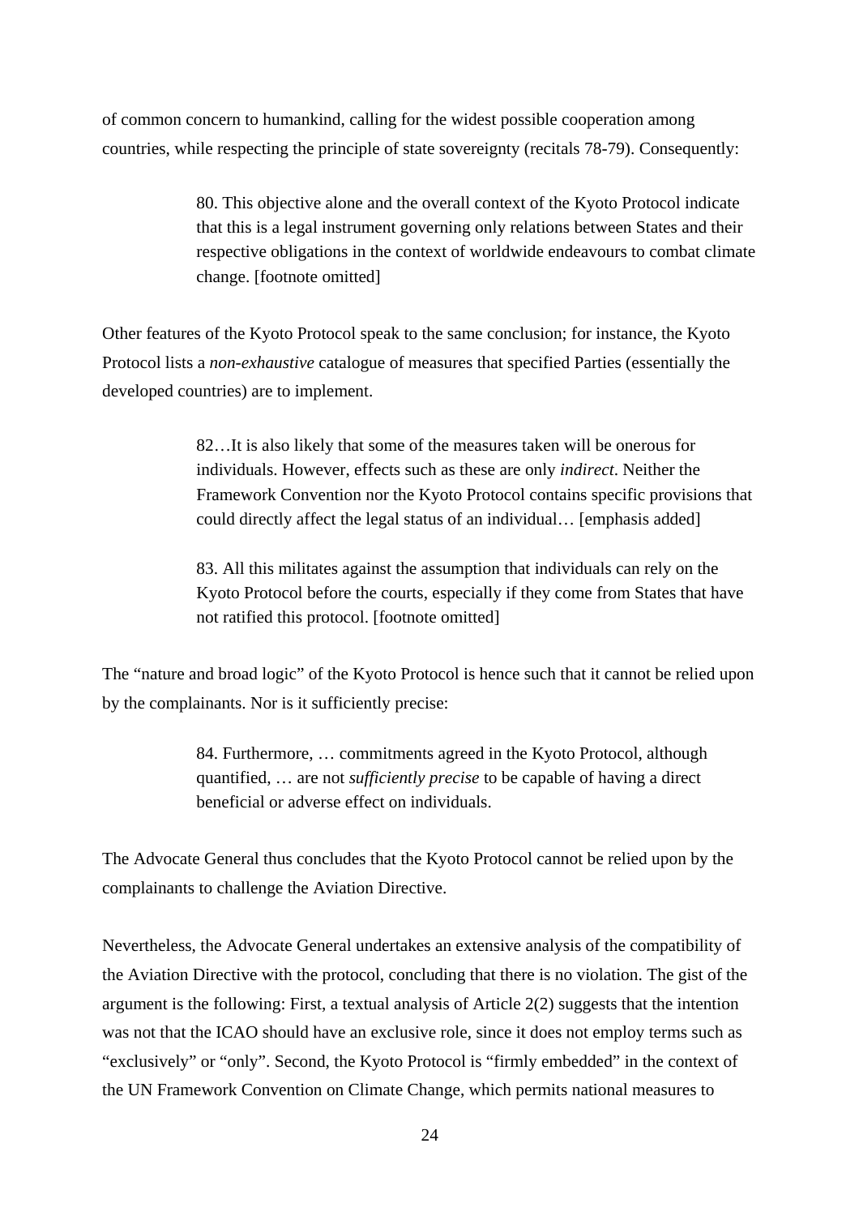of common concern to humankind, calling for the widest possible cooperation among countries, while respecting the principle of state sovereignty (recitals 78-79). Consequently:

> 80. This objective alone and the overall context of the Kyoto Protocol indicate that this is a legal instrument governing only relations between States and their respective obligations in the context of worldwide endeavours to combat climate change. [footnote omitted]

Other features of the Kyoto Protocol speak to the same conclusion; for instance, the Kyoto Protocol lists a *non-exhaustive* catalogue of measures that specified Parties (essentially the developed countries) are to implement.

> 82…It is also likely that some of the measures taken will be onerous for individuals. However, effects such as these are only *indirect*. Neither the Framework Convention nor the Kyoto Protocol contains specific provisions that could directly affect the legal status of an individual… [emphasis added]
>
> 83. All this militates against the assumption that individuals can rely on the Kyoto Protocol before the courts, especially if they come from States that have not ratified this protocol. [footnote omitted]

The "nature and broad logic" of the Kyoto Protocol is hence such that it cannot be relied upon by the complainants. Nor is it sufficiently precise:

> 84. Furthermore, … commitments agreed in the Kyoto Protocol, although quantified, … are not *sufficiently precise* to be capable of having a direct beneficial or adverse effect on individuals.

The Advocate General thus concludes that the Kyoto Protocol cannot be relied upon by the complainants to challenge the Aviation Directive.

Nevertheless, the Advocate General undertakes an extensive analysis of the compatibility of the Aviation Directive with the protocol, concluding that there is no violation. The gist of the argument is the following: First, a textual analysis of Article 2(2) suggests that the intention was not that the ICAO should have an exclusive role, since it does not employ terms such as "exclusively" or "only". Second, the Kyoto Protocol is "firmly embedded" in the context of the UN Framework Convention on Climate Change, which permits national measures to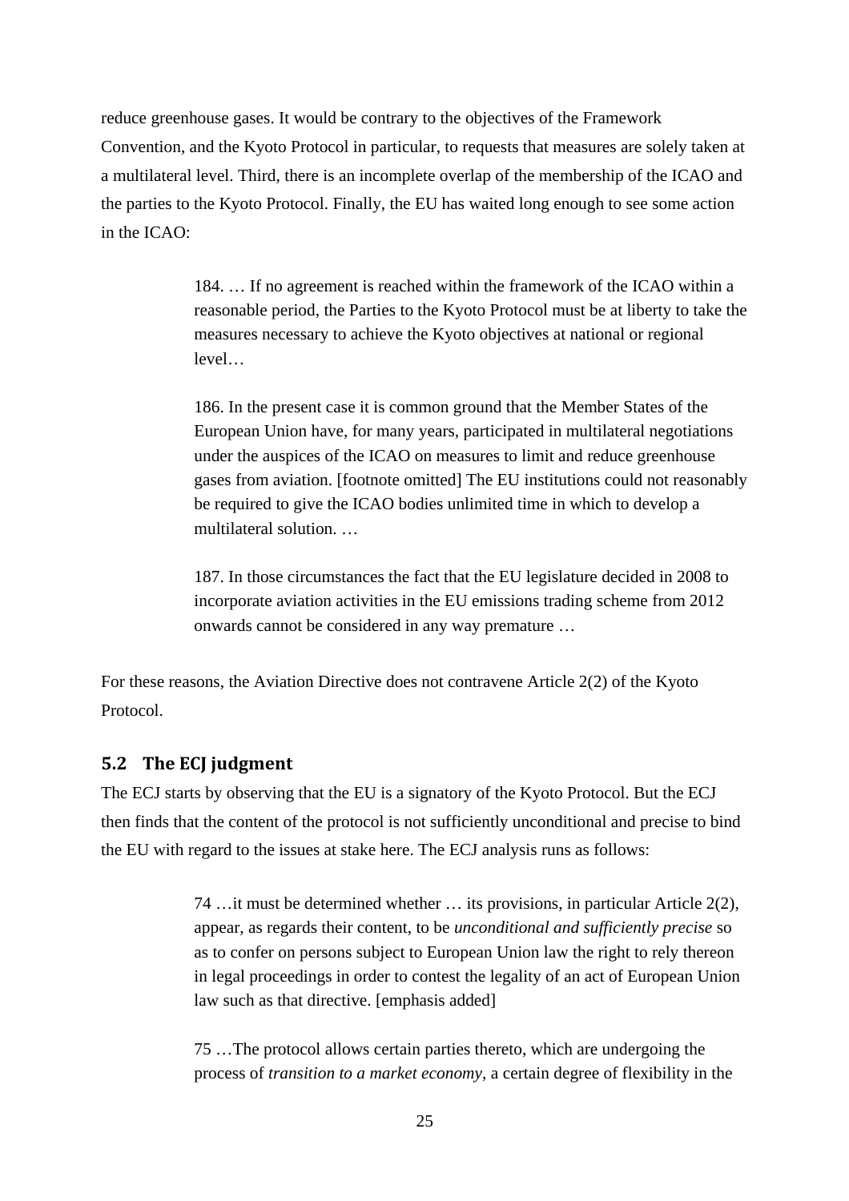reduce greenhouse gases. It would be contrary to the objectives of the Framework Convention, and the Kyoto Protocol in particular, to requests that measures are solely taken at a multilateral level. Third, there is an incomplete overlap of the membership of the ICAO and the parties to the Kyoto Protocol. Finally, the EU has waited long enough to see some action in the ICAO:

> 184. … If no agreement is reached within the framework of the ICAO within a reasonable period, the Parties to the Kyoto Protocol must be at liberty to take the measures necessary to achieve the Kyoto objectives at national or regional level…
>
> 186. In the present case it is common ground that the Member States of the European Union have, for many years, participated in multilateral negotiations under the auspices of the ICAO on measures to limit and reduce greenhouse gases from aviation. [footnote omitted] The EU institutions could not reasonably be required to give the ICAO bodies unlimited time in which to develop a multilateral solution. …
>
> 187. In those circumstances the fact that the EU legislature decided in 2008 to incorporate aviation activities in the EU emissions trading scheme from 2012 onwards cannot be considered in any way premature …

For these reasons, the Aviation Directive does not contravene Article 2(2) of the Kyoto Protocol.

## 5.2 The ECJ judgment

The ECJ starts by observing that the EU is a signatory of the Kyoto Protocol. But the ECJ then finds that the content of the protocol is not sufficiently unconditional and precise to bind the EU with regard to the issues at stake here. The ECJ analysis runs as follows:

> 74 …it must be determined whether … its provisions, in particular Article 2(2), appear, as regards their content, to be *unconditional and sufficiently precise* so as to confer on persons subject to European Union law the right to rely thereon in legal proceedings in order to contest the legality of an act of European Union law such as that directive. [emphasis added]
>
> 75 …The protocol allows certain parties thereto, which are undergoing the process of *transition to a market economy*, a certain degree of flexibility in the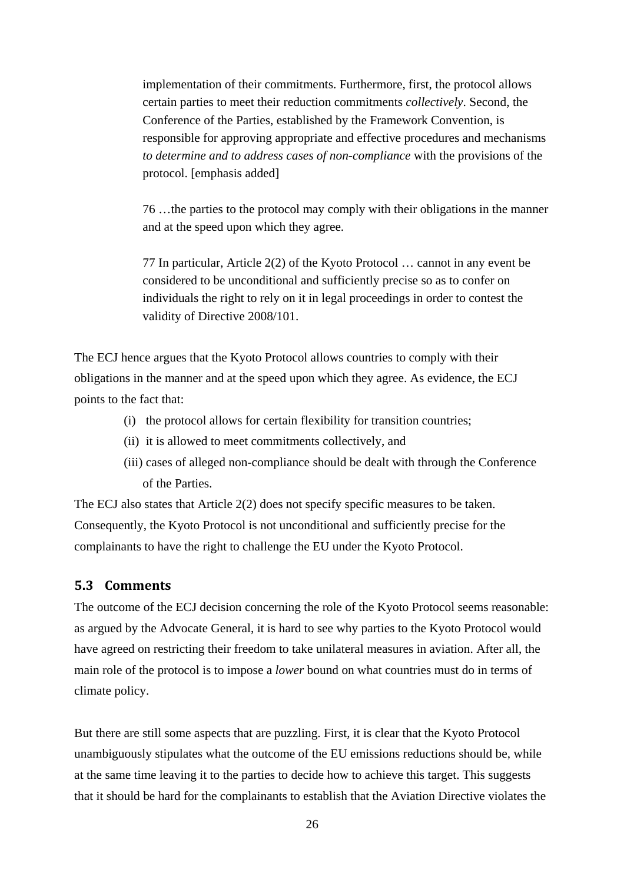> implementation of their commitments. Furthermore, first, the protocol allows certain parties to meet their reduction commitments *collectively*. Second, the Conference of the Parties, established by the Framework Convention, is responsible for approving appropriate and effective procedures and mechanisms *to determine and to address cases of non-compliance* with the provisions of the protocol. [emphasis added]
>
> 76 …the parties to the protocol may comply with their obligations in the manner and at the speed upon which they agree.
>
> 77 In particular, Article 2(2) of the Kyoto Protocol … cannot in any event be considered to be unconditional and sufficiently precise so as to confer on individuals the right to rely on it in legal proceedings in order to contest the validity of Directive 2008/101.

The ECJ hence argues that the Kyoto Protocol allows countries to comply with their obligations in the manner and at the speed upon which they agree. As evidence, the ECJ points to the fact that:

- (i) the protocol allows for certain flexibility for transition countries;
- (ii) it is allowed to meet commitments collectively, and
- (iii) cases of alleged non-compliance should be dealt with through the Conference of the Parties.

The ECJ also states that Article 2(2) does not specify specific measures to be taken. Consequently, the Kyoto Protocol is not unconditional and sufficiently precise for the complainants to have the right to challenge the EU under the Kyoto Protocol.

### 5.3 Comments

The outcome of the ECJ decision concerning the role of the Kyoto Protocol seems reasonable: as argued by the Advocate General, it is hard to see why parties to the Kyoto Protocol would have agreed on restricting their freedom to take unilateral measures in aviation. After all, the main role of the protocol is to impose a *lower* bound on what countries must do in terms of climate policy.

But there are still some aspects that are puzzling. First, it is clear that the Kyoto Protocol unambiguously stipulates what the outcome of the EU emissions reductions should be, while at the same time leaving it to the parties to decide how to achieve this target. This suggests that it should be hard for the complainants to establish that the Aviation Directive violates the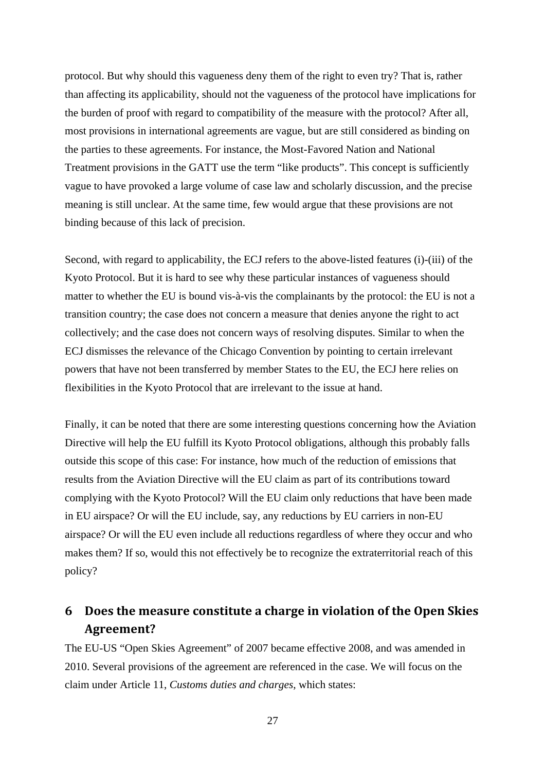protocol. But why should this vagueness deny them of the right to even try? That is, rather than affecting its applicability, should not the vagueness of the protocol have implications for the burden of proof with regard to compatibility of the measure with the protocol? After all, most provisions in international agreements are vague, but are still considered as binding on the parties to these agreements. For instance, the Most-Favored Nation and National Treatment provisions in the GATT use the term "like products". This concept is sufficiently vague to have provoked a large volume of case law and scholarly discussion, and the precise meaning is still unclear. At the same time, few would argue that these provisions are not binding because of this lack of precision.

Second, with regard to applicability, the ECJ refers to the above-listed features (i)-(iii) of the Kyoto Protocol. But it is hard to see why these particular instances of vagueness should matter to whether the EU is bound vis-à-vis the complainants by the protocol: the EU is not a transition country; the case does not concern a measure that denies anyone the right to act collectively; and the case does not concern ways of resolving disputes. Similar to when the ECJ dismisses the relevance of the Chicago Convention by pointing to certain irrelevant powers that have not been transferred by member States to the EU, the ECJ here relies on flexibilities in the Kyoto Protocol that are irrelevant to the issue at hand.

Finally, it can be noted that there are some interesting questions concerning how the Aviation Directive will help the EU fulfill its Kyoto Protocol obligations, although this probably falls outside this scope of this case: For instance, how much of the reduction of emissions that results from the Aviation Directive will the EU claim as part of its contributions toward complying with the Kyoto Protocol? Will the EU claim only reductions that have been made in EU airspace? Or will the EU include, say, any reductions by EU carriers in non-EU airspace? Or will the EU even include all reductions regardless of where they occur and who makes them? If so, would this not effectively be to recognize the extraterritorial reach of this policy?

## 6 Does the measure constitute a charge in violation of the Open Skies Agreement?

The EU-US "Open Skies Agreement" of 2007 became effective 2008, and was amended in 2010. Several provisions of the agreement are referenced in the case. We will focus on the claim under Article 11, *Customs duties and charges*, which states: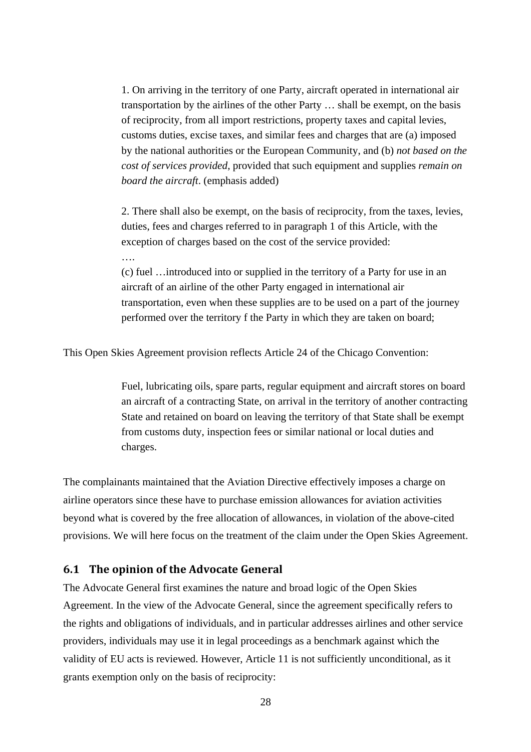> 1. On arriving in the territory of one Party, aircraft operated in international air transportation by the airlines of the other Party … shall be exempt, on the basis of reciprocity, from all import restrictions, property taxes and capital levies, customs duties, excise taxes, and similar fees and charges that are (a) imposed by the national authorities or the European Community, and (b) *not based on the cost of services provided*, provided that such equipment and supplies *remain on board the aircraft*. (emphasis added)
>
> 2. There shall also be exempt, on the basis of reciprocity, from the taxes, levies, duties, fees and charges referred to in paragraph 1 of this Article, with the exception of charges based on the cost of the service provided:
>
> ….
>
> (c) fuel …introduced into or supplied in the territory of a Party for use in an aircraft of an airline of the other Party engaged in international air transportation, even when these supplies are to be used on a part of the journey performed over the territory f the Party in which they are taken on board;

This Open Skies Agreement provision reflects Article 24 of the Chicago Convention:

> Fuel, lubricating oils, spare parts, regular equipment and aircraft stores on board an aircraft of a contracting State, on arrival in the territory of another contracting State and retained on board on leaving the territory of that State shall be exempt from customs duty, inspection fees or similar national or local duties and charges.

The complainants maintained that the Aviation Directive effectively imposes a charge on airline operators since these have to purchase emission allowances for aviation activities beyond what is covered by the free allocation of allowances, in violation of the above-cited provisions. We will here focus on the treatment of the claim under the Open Skies Agreement.

## 6.1 The opinion of the Advocate General

The Advocate General first examines the nature and broad logic of the Open Skies Agreement. In the view of the Advocate General, since the agreement specifically refers to the rights and obligations of individuals, and in particular addresses airlines and other service providers, individuals may use it in legal proceedings as a benchmark against which the validity of EU acts is reviewed. However, Article 11 is not sufficiently unconditional, as it grants exemption only on the basis of reciprocity: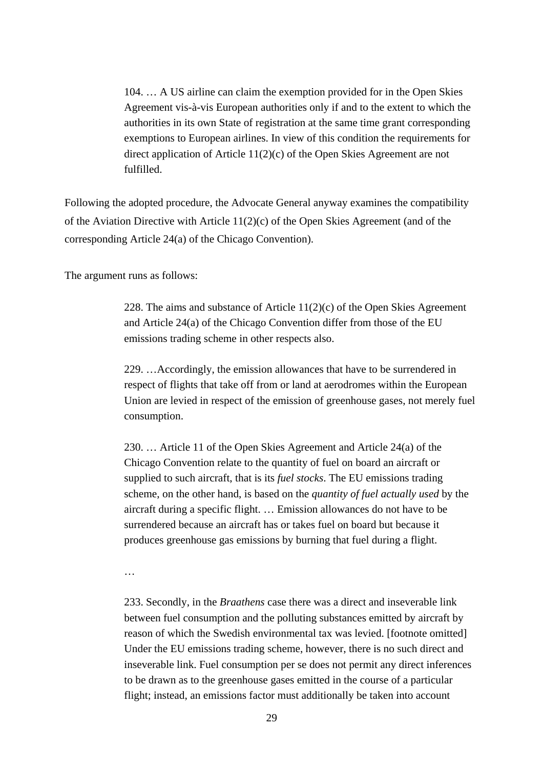> 104. … A US airline can claim the exemption provided for in the Open Skies Agreement vis-à-vis European authorities only if and to the extent to which the authorities in its own State of registration at the same time grant corresponding exemptions to European airlines. In view of this condition the requirements for direct application of Article 11(2)(c) of the Open Skies Agreement are not fulfilled.

Following the adopted procedure, the Advocate General anyway examines the compatibility of the Aviation Directive with Article 11(2)(c) of the Open Skies Agreement (and of the corresponding Article 24(a) of the Chicago Convention).

The argument runs as follows:

> 228. The aims and substance of Article 11(2)(c) of the Open Skies Agreement and Article 24(a) of the Chicago Convention differ from those of the EU emissions trading scheme in other respects also.
>
> 229. …Accordingly, the emission allowances that have to be surrendered in respect of flights that take off from or land at aerodromes within the European Union are levied in respect of the emission of greenhouse gases, not merely fuel consumption.
>
> 230. … Article 11 of the Open Skies Agreement and Article 24(a) of the Chicago Convention relate to the quantity of fuel on board an aircraft or supplied to such aircraft, that is its *fuel stocks*. The EU emissions trading scheme, on the other hand, is based on the *quantity of fuel actually used* by the aircraft during a specific flight. … Emission allowances do not have to be surrendered because an aircraft has or takes fuel on board but because it produces greenhouse gas emissions by burning that fuel during a flight.
>
> …
>
> 233. Secondly, in the *Braathens* case there was a direct and inseverable link between fuel consumption and the polluting substances emitted by aircraft by reason of which the Swedish environmental tax was levied. [footnote omitted] Under the EU emissions trading scheme, however, there is no such direct and inseverable link. Fuel consumption per se does not permit any direct inferences to be drawn as to the greenhouse gases emitted in the course of a particular flight; instead, an emissions factor must additionally be taken into account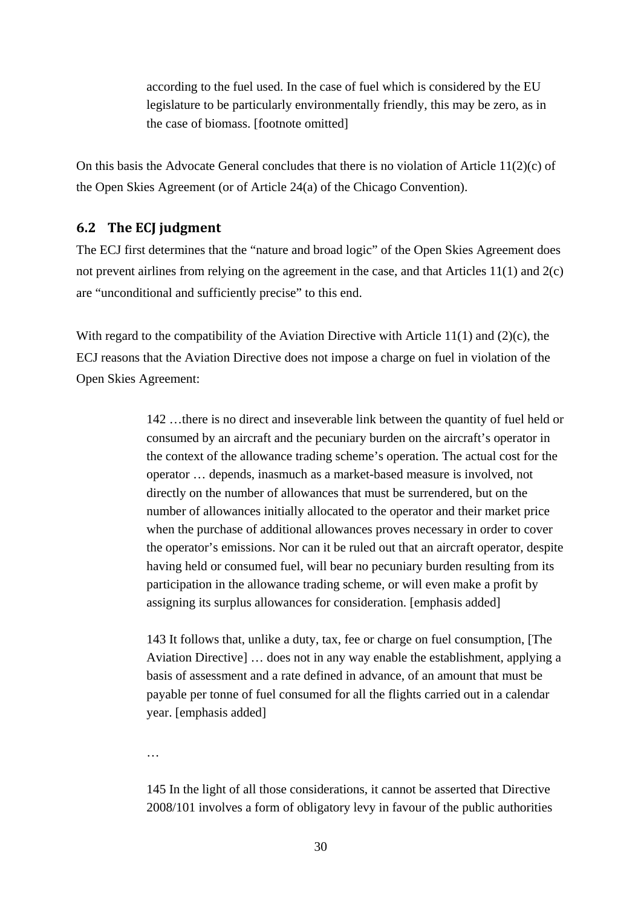> according to the fuel used. In the case of fuel which is considered by the EU legislature to be particularly environmentally friendly, this may be zero, as in the case of biomass. [footnote omitted]

On this basis the Advocate General concludes that there is no violation of Article 11(2)(c) of the Open Skies Agreement (or of Article 24(a) of the Chicago Convention).

## 6.2 The ECJ judgment

The ECJ first determines that the "nature and broad logic" of the Open Skies Agreement does not prevent airlines from relying on the agreement in the case, and that Articles 11(1) and 2(c) are "unconditional and sufficiently precise" to this end.

With regard to the compatibility of the Aviation Directive with Article 11(1) and (2)(c), the ECJ reasons that the Aviation Directive does not impose a charge on fuel in violation of the Open Skies Agreement:

> 142 …there is no direct and inseverable link between the quantity of fuel held or consumed by an aircraft and the pecuniary burden on the aircraft's operator in the context of the allowance trading scheme's operation. The actual cost for the operator … depends, inasmuch as a market-based measure is involved, not directly on the number of allowances that must be surrendered, but on the number of allowances initially allocated to the operator and their market price when the purchase of additional allowances proves necessary in order to cover the operator's emissions. Nor can it be ruled out that an aircraft operator, despite having held or consumed fuel, will bear no pecuniary burden resulting from its participation in the allowance trading scheme, or will even make a profit by assigning its surplus allowances for consideration. [emphasis added]
>
> 143 It follows that, unlike a duty, tax, fee or charge on fuel consumption, [The Aviation Directive] … does not in any way enable the establishment, applying a basis of assessment and a rate defined in advance, of an amount that must be payable per tonne of fuel consumed for all the flights carried out in a calendar year. [emphasis added]
>
> …
>
> 145 In the light of all those considerations, it cannot be asserted that Directive 2008/101 involves a form of obligatory levy in favour of the public authorities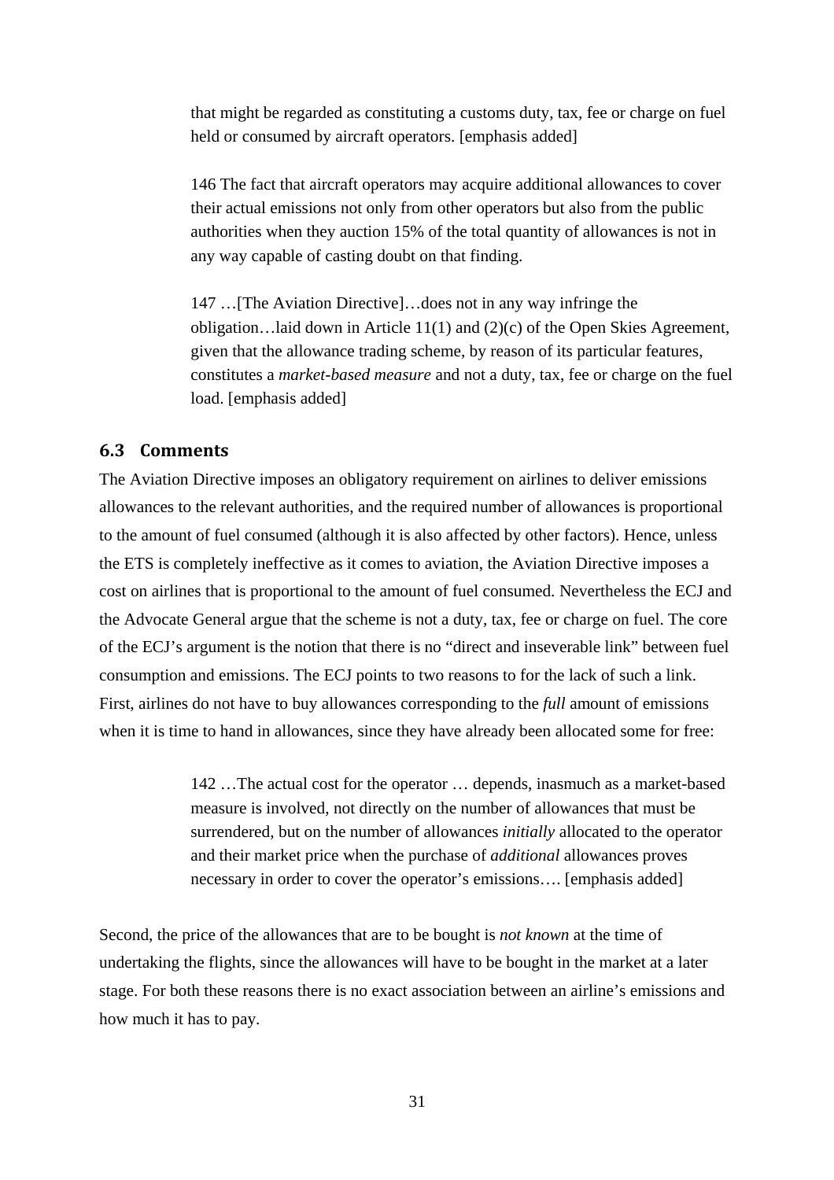> that might be regarded as constituting a customs duty, tax, fee or charge on fuel held or consumed by aircraft operators. [emphasis added]
>
> 146 The fact that aircraft operators may acquire additional allowances to cover their actual emissions not only from other operators but also from the public authorities when they auction 15% of the total quantity of allowances is not in any way capable of casting doubt on that finding.
>
> 147 …[The Aviation Directive]…does not in any way infringe the obligation…laid down in Article 11(1) and (2)(c) of the Open Skies Agreement, given that the allowance trading scheme, by reason of its particular features, constitutes a *market-based measure* and not a duty, tax, fee or charge on the fuel load. [emphasis added]

### 6.3 Comments

The Aviation Directive imposes an obligatory requirement on airlines to deliver emissions allowances to the relevant authorities, and the required number of allowances is proportional to the amount of fuel consumed (although it is also affected by other factors). Hence, unless the ETS is completely ineffective as it comes to aviation, the Aviation Directive imposes a cost on airlines that is proportional to the amount of fuel consumed. Nevertheless the ECJ and the Advocate General argue that the scheme is not a duty, tax, fee or charge on fuel. The core of the ECJ's argument is the notion that there is no "direct and inseverable link" between fuel consumption and emissions. The ECJ points to two reasons to for the lack of such a link. First, airlines do not have to buy allowances corresponding to the *full* amount of emissions when it is time to hand in allowances, since they have already been allocated some for free:

> 142 …The actual cost for the operator … depends, inasmuch as a market-based measure is involved, not directly on the number of allowances that must be surrendered, but on the number of allowances *initially* allocated to the operator and their market price when the purchase of *additional* allowances proves necessary in order to cover the operator's emissions…. [emphasis added]

Second, the price of the allowances that are to be bought is *not known* at the time of undertaking the flights, since the allowances will have to be bought in the market at a later stage. For both these reasons there is no exact association between an airline's emissions and how much it has to pay.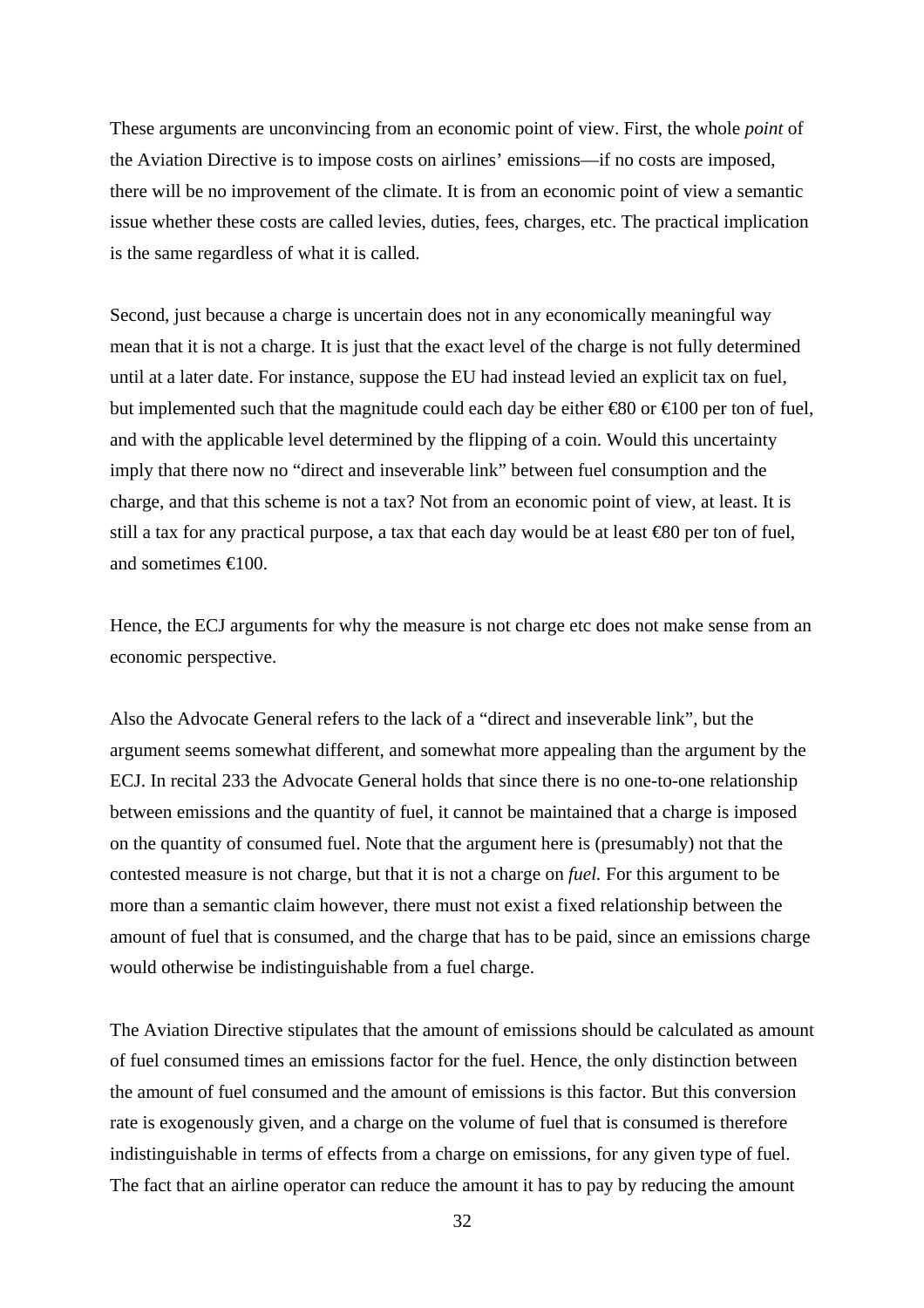These arguments are unconvincing from an economic point of view. First, the whole *point* of the Aviation Directive is to impose costs on airlines' emissions—if no costs are imposed, there will be no improvement of the climate. It is from an economic point of view a semantic issue whether these costs are called levies, duties, fees, charges, etc. The practical implication is the same regardless of what it is called.

Second, just because a charge is uncertain does not in any economically meaningful way mean that it is not a charge. It is just that the exact level of the charge is not fully determined until at a later date. For instance, suppose the EU had instead levied an explicit tax on fuel, but implemented such that the magnitude could each day be either €80 or €100 per ton of fuel, and with the applicable level determined by the flipping of a coin. Would this uncertainty imply that there now no "direct and inseverable link" between fuel consumption and the charge, and that this scheme is not a tax? Not from an economic point of view, at least. It is still a tax for any practical purpose, a tax that each day would be at least €80 per ton of fuel, and sometimes €100.

Hence, the ECJ arguments for why the measure is not charge etc does not make sense from an economic perspective.

Also the Advocate General refers to the lack of a "direct and inseverable link", but the argument seems somewhat different, and somewhat more appealing than the argument by the ECJ. In recital 233 the Advocate General holds that since there is no one-to-one relationship between emissions and the quantity of fuel, it cannot be maintained that a charge is imposed on the quantity of consumed fuel. Note that the argument here is (presumably) not that the contested measure is not charge, but that it is not a charge on *fuel.* For this argument to be more than a semantic claim however, there must not exist a fixed relationship between the amount of fuel that is consumed, and the charge that has to be paid, since an emissions charge would otherwise be indistinguishable from a fuel charge.

The Aviation Directive stipulates that the amount of emissions should be calculated as amount of fuel consumed times an emissions factor for the fuel. Hence, the only distinction between the amount of fuel consumed and the amount of emissions is this factor. But this conversion rate is exogenously given, and a charge on the volume of fuel that is consumed is therefore indistinguishable in terms of effects from a charge on emissions, for any given type of fuel. The fact that an airline operator can reduce the amount it has to pay by reducing the amount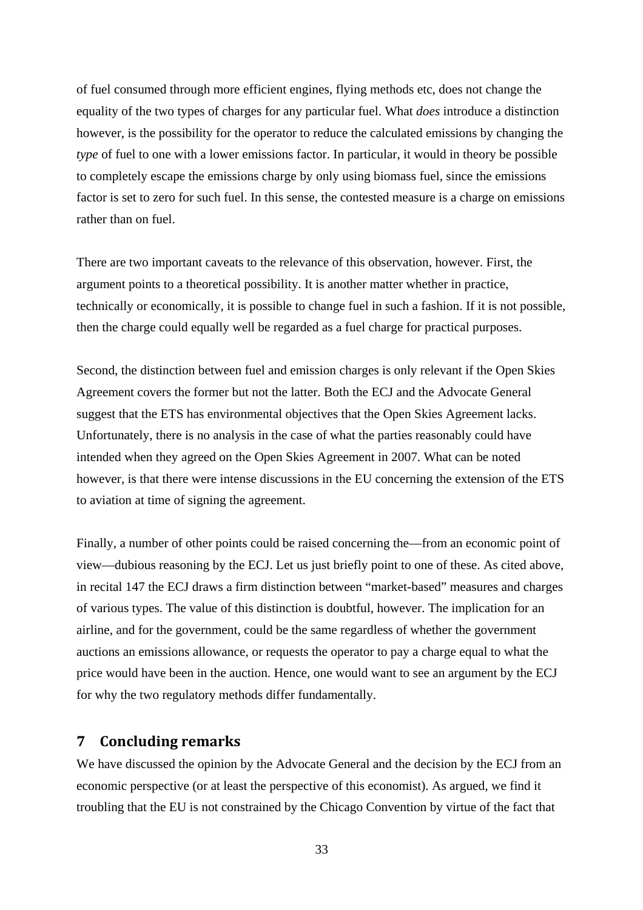of fuel consumed through more efficient engines, flying methods etc, does not change the equality of the two types of charges for any particular fuel. What *does* introduce a distinction however, is the possibility for the operator to reduce the calculated emissions by changing the *type* of fuel to one with a lower emissions factor. In particular, it would in theory be possible to completely escape the emissions charge by only using biomass fuel, since the emissions factor is set to zero for such fuel. In this sense, the contested measure is a charge on emissions rather than on fuel.

There are two important caveats to the relevance of this observation, however. First, the argument points to a theoretical possibility. It is another matter whether in practice, technically or economically, it is possible to change fuel in such a fashion. If it is not possible, then the charge could equally well be regarded as a fuel charge for practical purposes.

Second, the distinction between fuel and emission charges is only relevant if the Open Skies Agreement covers the former but not the latter. Both the ECJ and the Advocate General suggest that the ETS has environmental objectives that the Open Skies Agreement lacks. Unfortunately, there is no analysis in the case of what the parties reasonably could have intended when they agreed on the Open Skies Agreement in 2007. What can be noted however, is that there were intense discussions in the EU concerning the extension of the ETS to aviation at time of signing the agreement.

Finally, a number of other points could be raised concerning the—from an economic point of view—dubious reasoning by the ECJ. Let us just briefly point to one of these. As cited above, in recital 147 the ECJ draws a firm distinction between "market-based" measures and charges of various types. The value of this distinction is doubtful, however. The implication for an airline, and for the government, could be the same regardless of whether the government auctions an emissions allowance, or requests the operator to pay a charge equal to what the price would have been in the auction. Hence, one would want to see an argument by the ECJ for why the two regulatory methods differ fundamentally.

## 7 Concluding remarks

We have discussed the opinion by the Advocate General and the decision by the ECJ from an economic perspective (or at least the perspective of this economist). As argued, we find it troubling that the EU is not constrained by the Chicago Convention by virtue of the fact that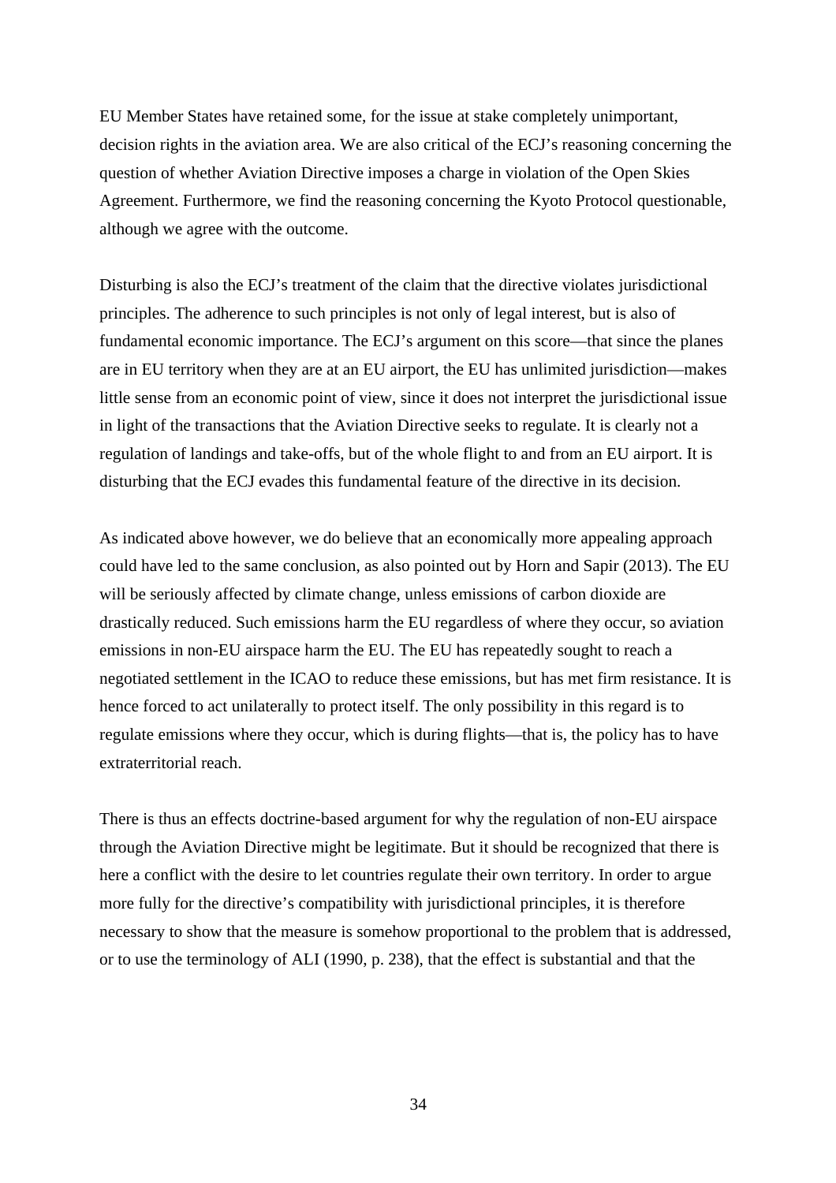EU Member States have retained some, for the issue at stake completely unimportant, decision rights in the aviation area. We are also critical of the ECJ's reasoning concerning the question of whether Aviation Directive imposes a charge in violation of the Open Skies Agreement. Furthermore, we find the reasoning concerning the Kyoto Protocol questionable, although we agree with the outcome.

Disturbing is also the ECJ's treatment of the claim that the directive violates jurisdictional principles. The adherence to such principles is not only of legal interest, but is also of fundamental economic importance. The ECJ's argument on this score—that since the planes are in EU territory when they are at an EU airport, the EU has unlimited jurisdiction—makes little sense from an economic point of view, since it does not interpret the jurisdictional issue in light of the transactions that the Aviation Directive seeks to regulate. It is clearly not a regulation of landings and take-offs, but of the whole flight to and from an EU airport. It is disturbing that the ECJ evades this fundamental feature of the directive in its decision.

As indicated above however, we do believe that an economically more appealing approach could have led to the same conclusion, as also pointed out by Horn and Sapir (2013). The EU will be seriously affected by climate change, unless emissions of carbon dioxide are drastically reduced. Such emissions harm the EU regardless of where they occur, so aviation emissions in non-EU airspace harm the EU. The EU has repeatedly sought to reach a negotiated settlement in the ICAO to reduce these emissions, but has met firm resistance. It is hence forced to act unilaterally to protect itself. The only possibility in this regard is to regulate emissions where they occur, which is during flights—that is, the policy has to have extraterritorial reach.

There is thus an effects doctrine-based argument for why the regulation of non-EU airspace through the Aviation Directive might be legitimate. But it should be recognized that there is here a conflict with the desire to let countries regulate their own territory. In order to argue more fully for the directive's compatibility with jurisdictional principles, it is therefore necessary to show that the measure is somehow proportional to the problem that is addressed, or to use the terminology of ALI (1990, p. 238), that the effect is substantial and that the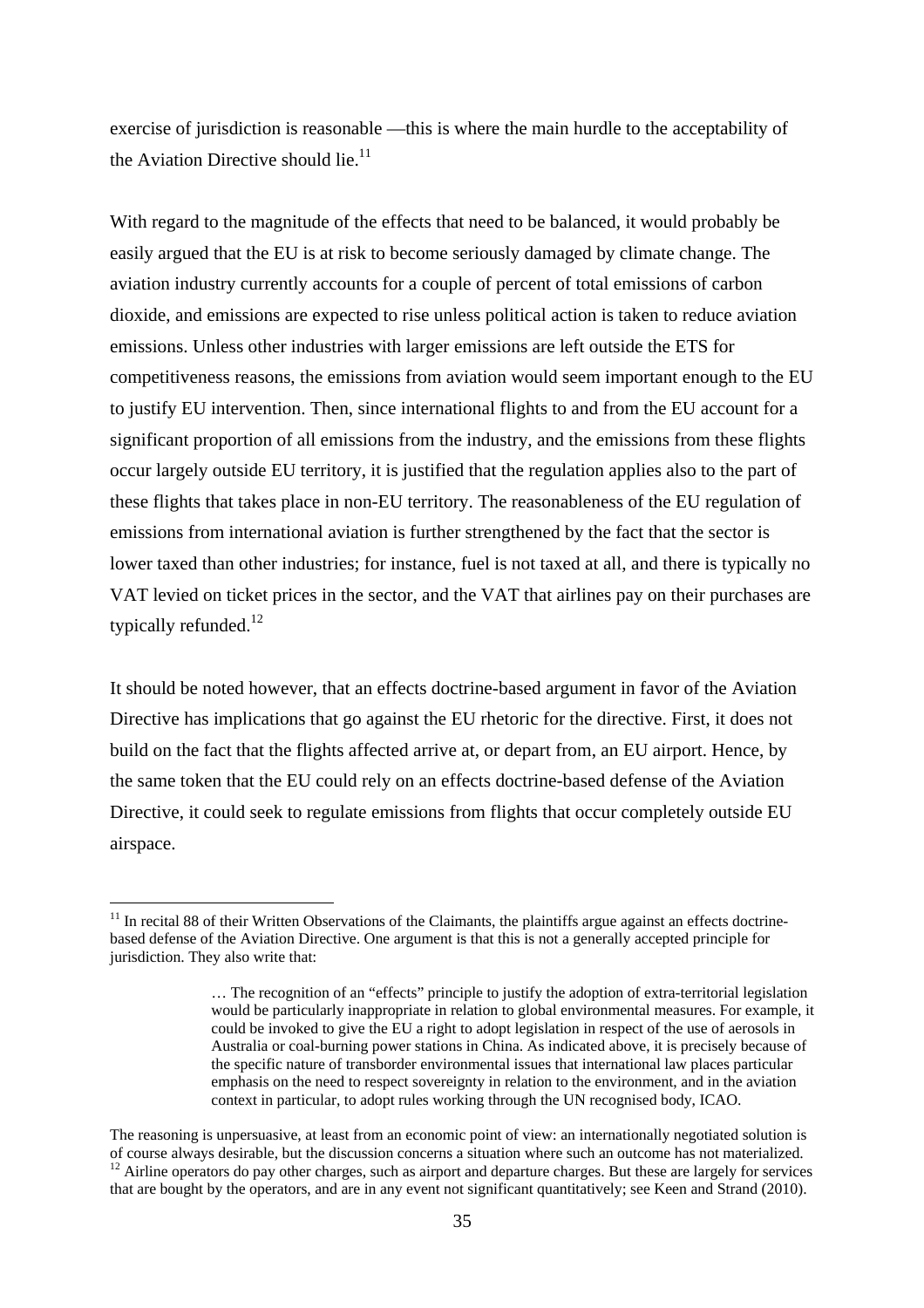exercise of jurisdiction is reasonable —this is where the main hurdle to the acceptability of the Aviation Directive should lie.[11]

With regard to the magnitude of the effects that need to be balanced, it would probably be easily argued that the EU is at risk to become seriously damaged by climate change. The aviation industry currently accounts for a couple of percent of total emissions of carbon dioxide, and emissions are expected to rise unless political action is taken to reduce aviation emissions. Unless other industries with larger emissions are left outside the ETS for competitiveness reasons, the emissions from aviation would seem important enough to the EU to justify EU intervention. Then, since international flights to and from the EU account for a significant proportion of all emissions from the industry, and the emissions from these flights occur largely outside EU territory, it is justified that the regulation applies also to the part of these flights that takes place in non-EU territory. The reasonableness of the EU regulation of emissions from international aviation is further strengthened by the fact that the sector is lower taxed than other industries; for instance, fuel is not taxed at all, and there is typically no VAT levied on ticket prices in the sector, and the VAT that airlines pay on their purchases are typically refunded.[12]

It should be noted however, that an effects doctrine-based argument in favor of the Aviation Directive has implications that go against the EU rhetoric for the directive. First, it does not build on the fact that the flights affected arrive at, or depart from, an EU airport. Hence, by the same token that the EU could rely on an effects doctrine-based defense of the Aviation Directive, it could seek to regulate emissions from flights that occur completely outside EU airspace.

---

[11] In recital 88 of their Written Observations of the Claimants, the plaintiffs argue against an effects doctrine-based defense of the Aviation Directive. One argument is that this is not a generally accepted principle for jurisdiction. They also write that:

> … The recognition of an "effects" principle to justify the adoption of extra-territorial legislation would be particularly inappropriate in relation to global environmental measures. For example, it could be invoked to give the EU a right to adopt legislation in respect of the use of aerosols in Australia or coal-burning power stations in China. As indicated above, it is precisely because of the specific nature of transborder environmental issues that international law places particular emphasis on the need to respect sovereignty in relation to the environment, and in the aviation context in particular, to adopt rules working through the UN recognised body, ICAO.

The reasoning is unpersuasive, at least from an economic point of view: an internationally negotiated solution is of course always desirable, but the discussion concerns a situation where such an outcome has not materialized.

[12] Airline operators do pay other charges, such as airport and departure charges. But these are largely for services that are bought by the operators, and are in any event not significant quantitatively; see Keen and Strand (2010).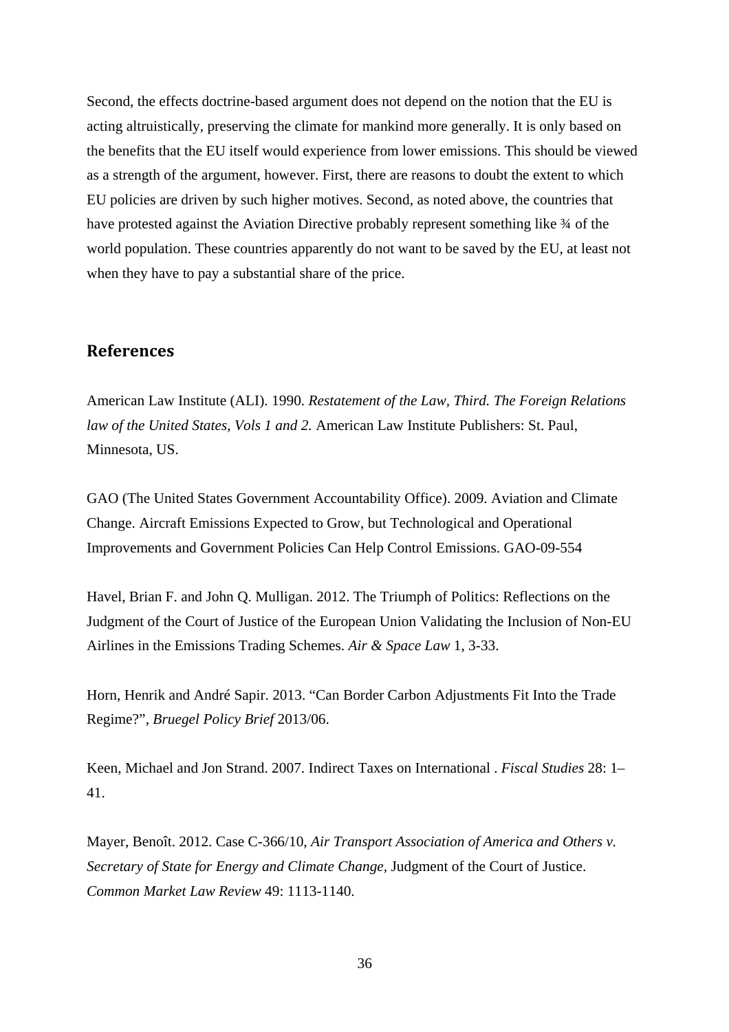Second, the effects doctrine-based argument does not depend on the notion that the EU is acting altruistically, preserving the climate for mankind more generally. It is only based on the benefits that the EU itself would experience from lower emissions. This should be viewed as a strength of the argument, however. First, there are reasons to doubt the extent to which EU policies are driven by such higher motives. Second, as noted above, the countries that have protested against the Aviation Directive probably represent something like ¾ of the world population. These countries apparently do not want to be saved by the EU, at least not when they have to pay a substantial share of the price.

## References

American Law Institute (ALI). 1990. *Restatement of the Law, Third. The Foreign Relations law of the United States, Vols 1 and 2.* American Law Institute Publishers: St. Paul, Minnesota, US.

GAO (The United States Government Accountability Office). 2009. Aviation and Climate Change. Aircraft Emissions Expected to Grow, but Technological and Operational Improvements and Government Policies Can Help Control Emissions. GAO-09-554

Havel, Brian F. and John Q. Mulligan. 2012. The Triumph of Politics: Reflections on the Judgment of the Court of Justice of the European Union Validating the Inclusion of Non-EU Airlines in the Emissions Trading Schemes. *Air & Space Law* 1, 3-33.

Horn, Henrik and André Sapir. 2013. "Can Border Carbon Adjustments Fit Into the Trade Regime?", *Bruegel Policy Brief* 2013/06.

Keen, Michael and Jon Strand. 2007. Indirect Taxes on International . *Fiscal Studies* 28: 1–41.

Mayer, Benoît. 2012. Case C-366/10, *Air Transport Association of America and Others v. Secretary of State for Energy and Climate Change*, Judgment of the Court of Justice. *Common Market Law Review* 49: 1113-1140.